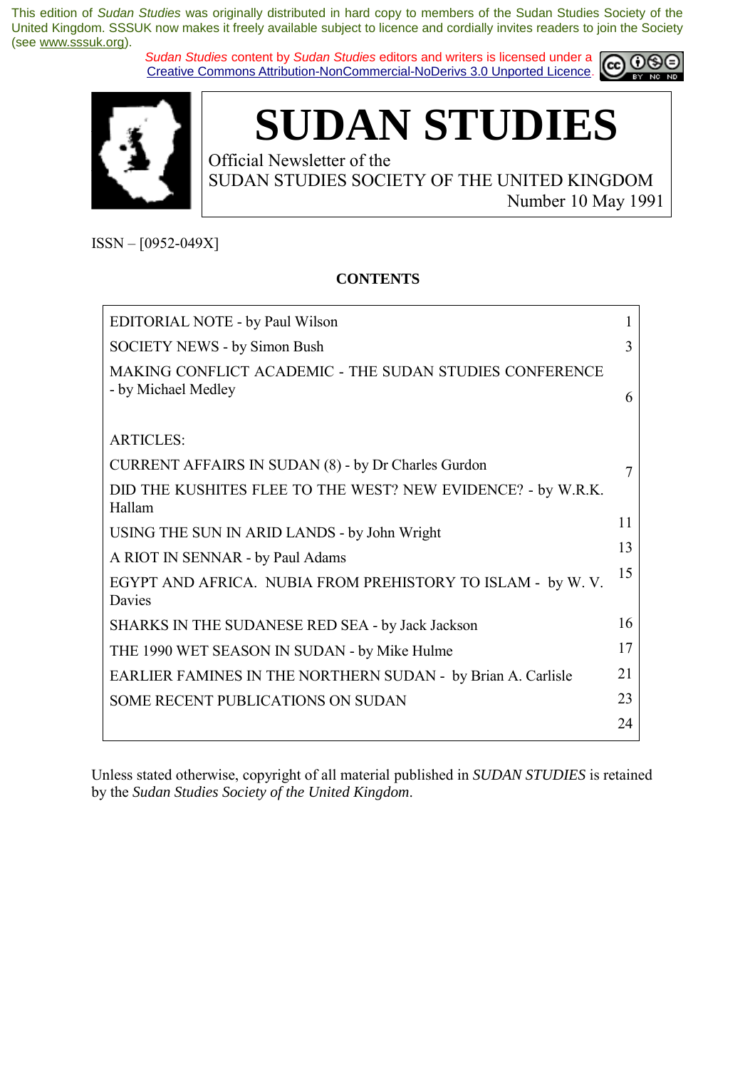This edition of *Sudan Studies* was originally distributed in hard copy to members of the Sudan Studies Society of the United Kingdom. SSSUK now makes it freely available subject to licence and cordially invites readers to join the Society (see www.sssuk.org).

*Sudan Studies* content by *Sudan Studies* editors and writers is licensed under a Creative Commons Attribution-NonCommercial-NoDerivs 3.0 Unported Licence.

# SUDAN STUDIES

Official Newsletter of the
SUDAN STUDIES SOCIETY OF THE UNITED KINGDOM
Number 10 May 1991

ISSN – [0952-049X]

**CONTENTS**

| | |
|---|---|
| EDITORIAL NOTE - by Paul Wilson | 1 |
| SOCIETY NEWS - by Simon Bush | 3 |
| MAKING CONFLICT ACADEMIC - THE SUDAN STUDIES CONFERENCE - by Michael Medley | 6 |
| ARTICLES: | |
| CURRENT AFFAIRS IN SUDAN (8) - by Dr Charles Gurdon | 7 |
| DID THE KUSHITES FLEE TO THE WEST? NEW EVIDENCE? - by W.R.K. Hallam | 11 |
| USING THE SUN IN ARID LANDS - by John Wright | 13 |
| A RIOT IN SENNAR - by Paul Adams | 15 |
| EGYPT AND AFRICA. NUBIA FROM PREHISTORY TO ISLAM - by W. V. Davies | 16 |
| SHARKS IN THE SUDANESE RED SEA - by Jack Jackson | 17 |
| THE 1990 WET SEASON IN SUDAN - by Mike Hulme | 21 |
| EARLIER FAMINES IN THE NORTHERN SUDAN - by Brian A. Carlisle | 23 |
| SOME RECENT PUBLICATIONS ON SUDAN | 24 |

Unless stated otherwise, copyright of all material published in *SUDAN STUDIES* is retained by the *Sudan Studies Society of the United Kingdom*.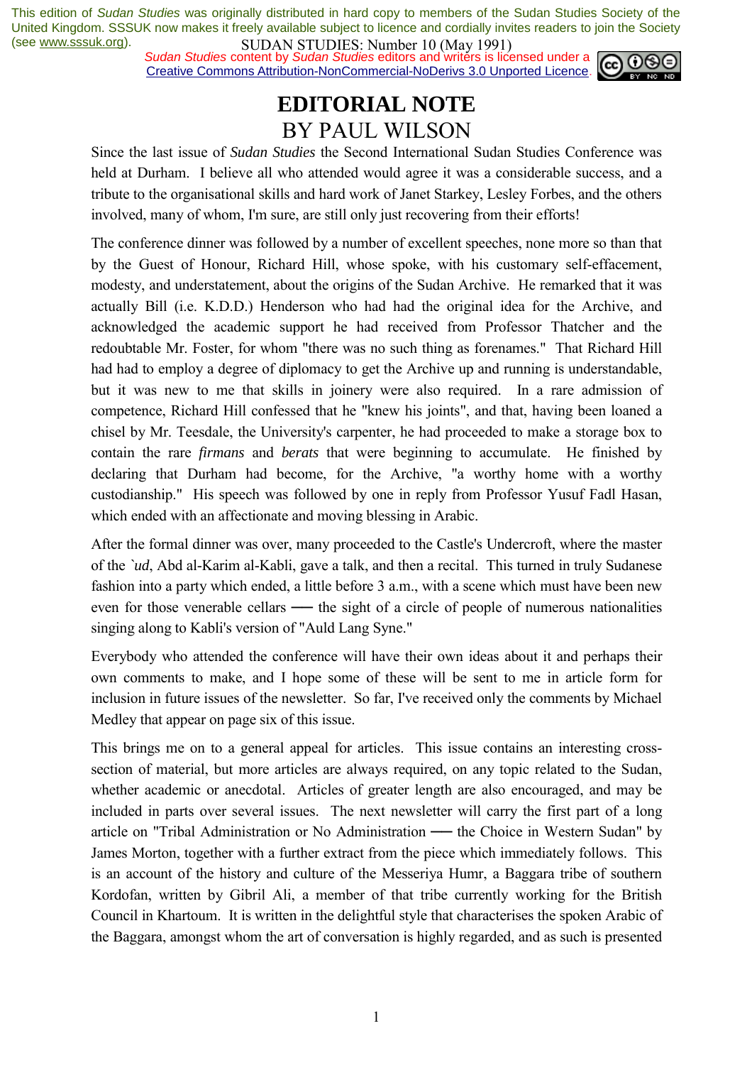This edition of *Sudan Studies* was originally distributed in hard copy to members of the Sudan Studies Society of the United Kingdom. SSSUK now makes it freely available subject to licence and cordially invites readers to join the Society (see www.sssuk.org).

SUDAN STUDIES: Number 10 (May 1991)

*Sudan Studies* content by *Sudan Studies* editors and writers is licensed under a Creative Commons Attribution-NonCommercial-NoDerivs 3.0 Unported Licence.

# EDITORIAL NOTE
## BY PAUL WILSON

Since the last issue of *Sudan Studies* the Second International Sudan Studies Conference was held at Durham. I believe all who attended would agree it was a considerable success, and a tribute to the organisational skills and hard work of Janet Starkey, Lesley Forbes, and the others involved, many of whom, I'm sure, are still only just recovering from their efforts!

The conference dinner was followed by a number of excellent speeches, none more so than that by the Guest of Honour, Richard Hill, whose spoke, with his customary self-effacement, modesty, and understatement, about the origins of the Sudan Archive. He remarked that it was actually Bill (i.e. K.D.D.) Henderson who had had the original idea for the Archive, and acknowledged the academic support he had received from Professor Thatcher and the redoubtable Mr. Foster, for whom "there was no such thing as forenames." That Richard Hill had had to employ a degree of diplomacy to get the Archive up and running is understandable, but it was new to me that skills in joinery were also required. In a rare admission of competence, Richard Hill confessed that he "knew his joints", and that, having been loaned a chisel by Mr. Teesdale, the University's carpenter, he had proceeded to make a storage box to contain the rare *firmans* and *berats* that were beginning to accumulate. He finished by declaring that Durham had become, for the Archive, "a worthy home with a worthy custodianship." His speech was followed by one in reply from Professor Yusuf Fadl Hasan, which ended with an affectionate and moving blessing in Arabic.

After the formal dinner was over, many proceeded to the Castle's Undercroft, where the master of the *`ud*, Abd al-Karim al-Kabli, gave a talk, and then a recital. This turned in truly Sudanese fashion into a party which ended, a little before 3 a.m., with a scene which must have been new even for those venerable cellars — the sight of a circle of people of numerous nationalities singing along to Kabli's version of "Auld Lang Syne."

Everybody who attended the conference will have their own ideas about it and perhaps their own comments to make, and I hope some of these will be sent to me in article form for inclusion in future issues of the newsletter. So far, I've received only the comments by Michael Medley that appear on page six of this issue.

This brings me on to a general appeal for articles. This issue contains an interesting cross-section of material, but more articles are always required, on any topic related to the Sudan, whether academic or anecdotal. Articles of greater length are also encouraged, and may be included in parts over several issues. The next newsletter will carry the first part of a long article on "Tribal Administration or No Administration — the Choice in Western Sudan" by James Morton, together with a further extract from the piece which immediately follows. This is an account of the history and culture of the Messeriya Humr, a Baggara tribe of southern Kordofan, written by Gibril Ali, a member of that tribe currently working for the British Council in Khartoum. It is written in the delightful style that characterises the spoken Arabic of the Baggara, amongst whom the art of conversation is highly regarded, and as such is presented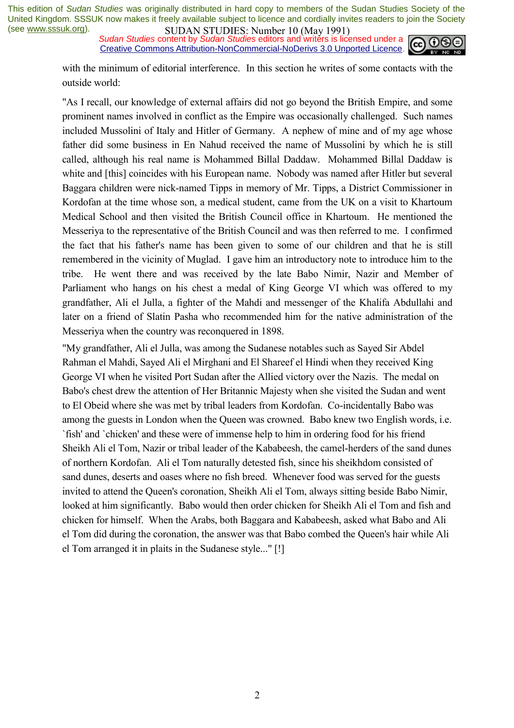with the minimum of editorial interference. In this section he writes of some contacts with the outside world:

"As I recall, our knowledge of external affairs did not go beyond the British Empire, and some prominent names involved in conflict as the Empire was occasionally challenged. Such names included Mussolini of Italy and Hitler of Germany. A nephew of mine and of my age whose father did some business in En Nahud received the name of Mussolini by which he is still called, although his real name is Mohammed Billal Daddaw. Mohammed Billal Daddaw is white and [this] coincides with his European name. Nobody was named after Hitler but several Baggara children were nick-named Tipps in memory of Mr. Tipps, a District Commissioner in Kordofan at the time whose son, a medical student, came from the UK on a visit to Khartoum Medical School and then visited the British Council office in Khartoum. He mentioned the Messeriya to the representative of the British Council and was then referred to me. I confirmed the fact that his father's name has been given to some of our children and that he is still remembered in the vicinity of Muglad. I gave him an introductory note to introduce him to the tribe. He went there and was received by the late Babo Nimir, Nazir and Member of Parliament who hangs on his chest a medal of King George VI which was offered to my grandfather, Ali el Julla, a fighter of the Mahdi and messenger of the Khalifa Abdullahi and later on a friend of Slatin Pasha who recommended him for the native administration of the Messeriya when the country was reconquered in 1898.

"My grandfather, Ali el Julla, was among the Sudanese notables such as Sayed Sir Abdel Rahman el Mahdi, Sayed Ali el Mirghani and El Shareef el Hindi when they received King George VI when he visited Port Sudan after the Allied victory over the Nazis. The medal on Babo's chest drew the attention of Her Britannic Majesty when she visited the Sudan and went to El Obeid where she was met by tribal leaders from Kordofan. Co-incidentally Babo was among the guests in London when the Queen was crowned. Babo knew two English words, i.e. `fish' and `chicken' and these were of immense help to him in ordering food for his friend Sheikh Ali el Tom, Nazir or tribal leader of the Kababeesh, the camel-herders of the sand dunes of northern Kordofan. Ali el Tom naturally detested fish, since his sheikhdom consisted of sand dunes, deserts and oases where no fish breed. Whenever food was served for the guests invited to attend the Queen's coronation, Sheikh Ali el Tom, always sitting beside Babo Nimir, looked at him significantly. Babo would then order chicken for Sheikh Ali el Tom and fish and chicken for himself. When the Arabs, both Baggara and Kababeesh, asked what Babo and Ali el Tom did during the coronation, the answer was that Babo combed the Queen's hair while Ali el Tom arranged it in plaits in the Sudanese style..." [!]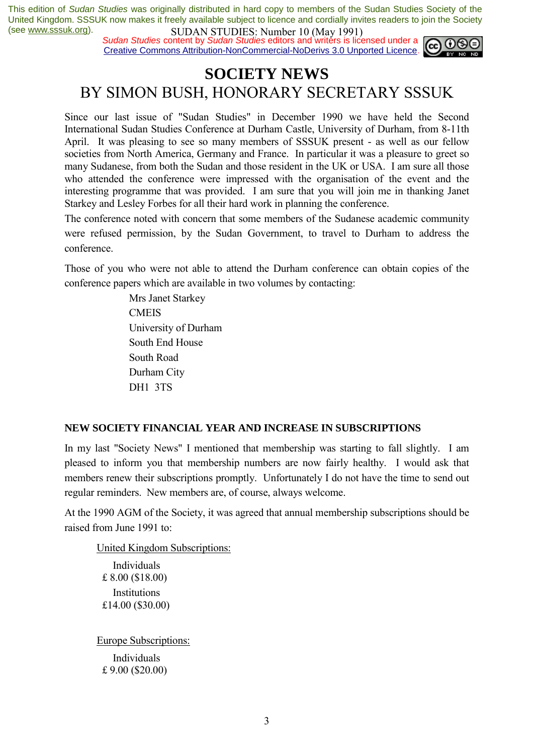# SOCIETY NEWS

## BY SIMON BUSH, HONORARY SECRETARY SSSUK

Since our last issue of "Sudan Studies" in December 1990 we have held the Second International Sudan Studies Conference at Durham Castle, University of Durham, from 8-11th April. It was pleasing to see so many members of SSSUK present - as well as our fellow societies from North America, Germany and France. In particular it was a pleasure to greet so many Sudanese, from both the Sudan and those resident in the UK or USA. I am sure all those who attended the conference were impressed with the organisation of the event and the interesting programme that was provided. I am sure that you will join me in thanking Janet Starkey and Lesley Forbes for all their hard work in planning the conference.

The conference noted with concern that some members of the Sudanese academic community were refused permission, by the Sudan Government, to travel to Durham to address the conference.

Those of you who were not able to attend the Durham conference can obtain copies of the conference papers which are available in two volumes by contacting:

Mrs Janet Starkey
CMEIS
University of Durham
South End House
South Road
Durham City
DH1 3TS

### NEW SOCIETY FINANCIAL YEAR AND INCREASE IN SUBSCRIPTIONS

In my last "Society News" I mentioned that membership was starting to fall slightly. I am pleased to inform you that membership numbers are now fairly healthy. I would ask that members renew their subscriptions promptly. Unfortunately I do not have the time to send out regular reminders. New members are, of course, always welcome.

At the 1990 AGM of the Society, it was agreed that annual membership subscriptions should be raised from June 1991 to:

United Kingdom Subscriptions:

| | |
|---|---|
| Individuals | £ 8.00 ($18.00) |
| Institutions | £14.00 ($30.00) |

Europe Subscriptions:

| | |
|---|---|
| Individuals | £ 9.00 ($20.00) |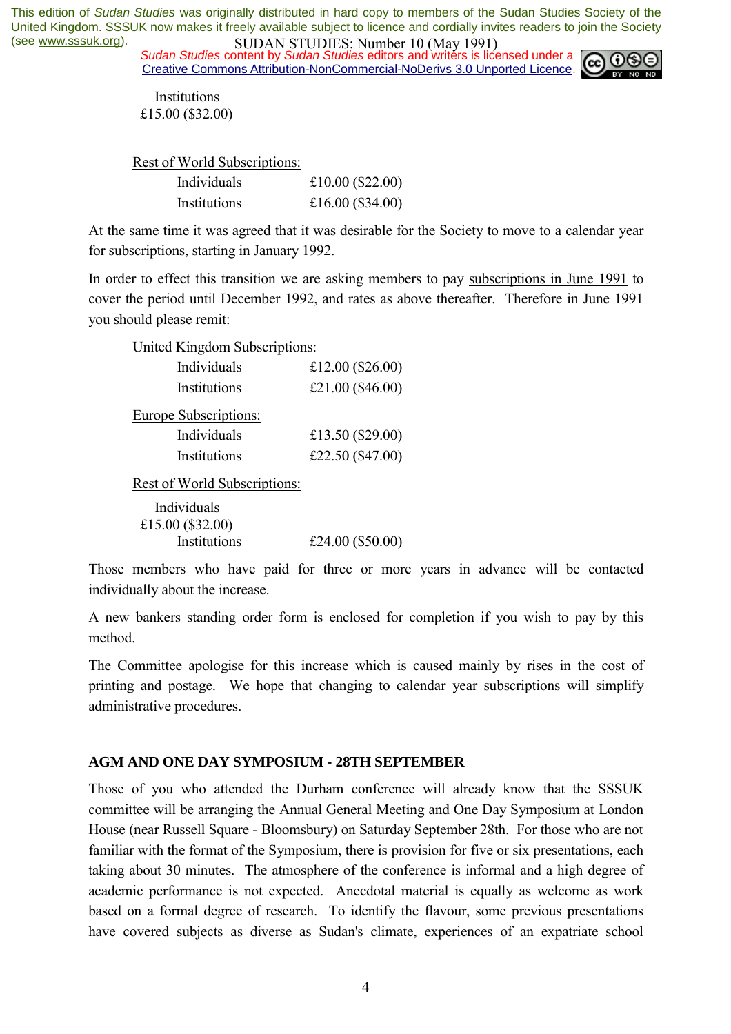| | |
|---|---|
| Institutions | £15.00 ($32.00) |

Rest of World Subscriptions:

| | |
|---|---|
| Individuals | £10.00 ($22.00) |
| Institutions | £16.00 ($34.00) |

At the same time it was agreed that it was desirable for the Society to move to a calendar year for subscriptions, starting in January 1992.

In order to effect this transition we are asking members to pay subscriptions in June 1991 to cover the period until December 1992, and rates as above thereafter. Therefore in June 1991 you should please remit:

United Kingdom Subscriptions:

| | |
|---|---|
| Individuals | £12.00 ($26.00) |
| Institutions | £21.00 ($46.00) |

Europe Subscriptions:

| | |
|---|---|
| Individuals | £13.50 ($29.00) |
| Institutions | £22.50 ($47.00) |

Rest of World Subscriptions:

| | |
|---|---|
| Individuals | £15.00 ($32.00) |
| Institutions | £24.00 ($50.00) |

Those members who have paid for three or more years in advance will be contacted individually about the increase.

A new bankers standing order form is enclosed for completion if you wish to pay by this method.

The Committee apologise for this increase which is caused mainly by rises in the cost of printing and postage. We hope that changing to calendar year subscriptions will simplify administrative procedures.

## AGM AND ONE DAY SYMPOSIUM - 28TH SEPTEMBER

Those of you who attended the Durham conference will already know that the SSSUK committee will be arranging the Annual General Meeting and One Day Symposium at London House (near Russell Square - Bloomsbury) on Saturday September 28th. For those who are not familiar with the format of the Symposium, there is provision for five or six presentations, each taking about 30 minutes. The atmosphere of the conference is informal and a high degree of academic performance is not expected. Anecdotal material is equally as welcome as work based on a formal degree of research. To identify the flavour, some previous presentations have covered subjects as diverse as Sudan's climate, experiences of an expatriate school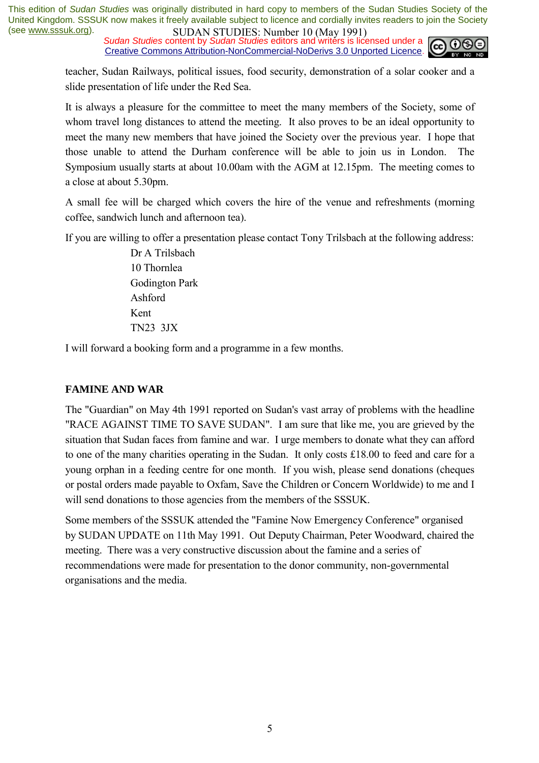teacher, Sudan Railways, political issues, food security, demonstration of a solar cooker and a slide presentation of life under the Red Sea.

It is always a pleasure for the committee to meet the many members of the Society, some of whom travel long distances to attend the meeting. It also proves to be an ideal opportunity to meet the many new members that have joined the Society over the previous year. I hope that those unable to attend the Durham conference will be able to join us in London. The Symposium usually starts at about 10.00am with the AGM at 12.15pm. The meeting comes to a close at about 5.30pm.

A small fee will be charged which covers the hire of the venue and refreshments (morning coffee, sandwich lunch and afternoon tea).

If you are willing to offer a presentation please contact Tony Trilsbach at the following address:

Dr A Trilsbach
10 Thornlea
Godington Park
Ashford
Kent
TN23 3JX

I will forward a booking form and a programme in a few months.

**FAMINE AND WAR**

The "Guardian" on May 4th 1991 reported on Sudan's vast array of problems with the headline "RACE AGAINST TIME TO SAVE SUDAN". I am sure that like me, you are grieved by the situation that Sudan faces from famine and war. I urge members to donate what they can afford to one of the many charities operating in the Sudan. It only costs £18.00 to feed and care for a young orphan in a feeding centre for one month. If you wish, please send donations (cheques or postal orders made payable to Oxfam, Save the Children or Concern Worldwide) to me and I will send donations to those agencies from the members of the SSSUK.

Some members of the SSSUK attended the "Famine Now Emergency Conference" organised by SUDAN UPDATE on 11th May 1991. Out Deputy Chairman, Peter Woodward, chaired the meeting. There was a very constructive discussion about the famine and a series of recommendations were made for presentation to the donor community, non-governmental organisations and the media.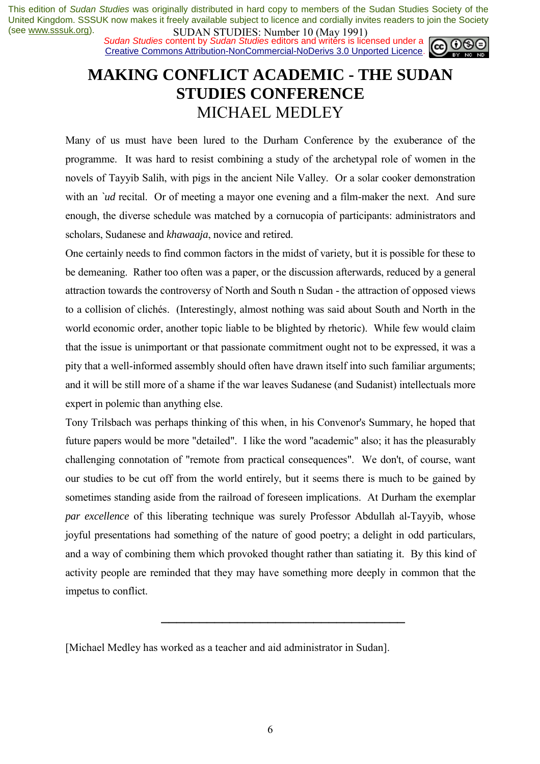# MAKING CONFLICT ACADEMIC - THE SUDAN STUDIES CONFERENCE

## MICHAEL MEDLEY

Many of us must have been lured to the Durham Conference by the exuberance of the programme. It was hard to resist combining a study of the archetypal role of women in the novels of Tayyib Salih, with pigs in the ancient Nile Valley. Or a solar cooker demonstration with an *`ud* recital. Or of meeting a mayor one evening and a film-maker the next. And sure enough, the diverse schedule was matched by a cornucopia of participants: administrators and scholars, Sudanese and *khawaaja*, novice and retired.

One certainly needs to find common factors in the midst of variety, but it is possible for these to be demeaning. Rather too often was a paper, or the discussion afterwards, reduced by a general attraction towards the controversy of North and South n Sudan - the attraction of opposed views to a collision of clichés. (Interestingly, almost nothing was said about South and North in the world economic order, another topic liable to be blighted by rhetoric). While few would claim that the issue is unimportant or that passionate commitment ought not to be expressed, it was a pity that a well-informed assembly should often have drawn itself into such familiar arguments; and it will be still more of a shame if the war leaves Sudanese (and Sudanist) intellectuals more expert in polemic than anything else.

Tony Trilsbach was perhaps thinking of this when, in his Convenor's Summary, he hoped that future papers would be more "detailed". I like the word "academic" also; it has the pleasurably challenging connotation of "remote from practical consequences". We don't, of course, want our studies to be cut off from the world entirely, but it seems there is much to be gained by sometimes standing aside from the railroad of foreseen implications. At Durham the exemplar *par excellence* of this liberating technique was surely Professor Abdullah al-Tayyib, whose joyful presentations had something of the nature of good poetry; a delight in odd particulars, and a way of combining them which provoked thought rather than satiating it. By this kind of activity people are reminded that they may have something more deeply in common that the impetus to conflict.

---

[Michael Medley has worked as a teacher and aid administrator in Sudan].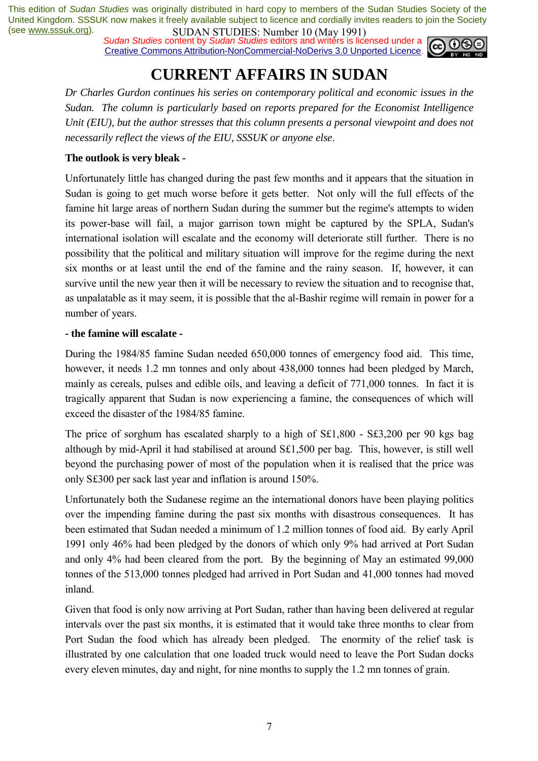# CURRENT AFFAIRS IN SUDAN

*Dr Charles Gurdon continues his series on contemporary political and economic issues in the Sudan. The column is particularly based on reports prepared for the Economist Intelligence Unit (EIU), but the author stresses that this column presents a personal viewpoint and does not necessarily reflect the views of the EIU, SSSUK or anyone else.*

**The outlook is very bleak -**

Unfortunately little has changed during the past few months and it appears that the situation in Sudan is going to get much worse before it gets better. Not only will the full effects of the famine hit large areas of northern Sudan during the summer but the regime's attempts to widen its power-base will fail, a major garrison town might be captured by the SPLA, Sudan's international isolation will escalate and the economy will deteriorate still further. There is no possibility that the political and military situation will improve for the regime during the next six months or at least until the end of the famine and the rainy season. If, however, it can survive until the new year then it will be necessary to review the situation and to recognise that, as unpalatable as it may seem, it is possible that the al-Bashir regime will remain in power for a number of years.

**- the famine will escalate -**

During the 1984/85 famine Sudan needed 650,000 tonnes of emergency food aid. This time, however, it needs 1.2 mn tonnes and only about 438,000 tonnes had been pledged by March, mainly as cereals, pulses and edible oils, and leaving a deficit of 771,000 tonnes. In fact it is tragically apparent that Sudan is now experiencing a famine, the consequences of which will exceed the disaster of the 1984/85 famine.

The price of sorghum has escalated sharply to a high of S£1,800 - S£3,200 per 90 kgs bag although by mid-April it had stabilised at around S£1,500 per bag. This, however, is still well beyond the purchasing power of most of the population when it is realised that the price was only S£300 per sack last year and inflation is around 150%.

Unfortunately both the Sudanese regime an the international donors have been playing politics over the impending famine during the past six months with disastrous consequences. It has been estimated that Sudan needed a minimum of 1.2 million tonnes of food aid. By early April 1991 only 46% had been pledged by the donors of which only 9% had arrived at Port Sudan and only 4% had been cleared from the port. By the beginning of May an estimated 99,000 tonnes of the 513,000 tonnes pledged had arrived in Port Sudan and 41,000 tonnes had moved inland.

Given that food is only now arriving at Port Sudan, rather than having been delivered at regular intervals over the past six months, it is estimated that it would take three months to clear from Port Sudan the food which has already been pledged. The enormity of the relief task is illustrated by one calculation that one loaded truck would need to leave the Port Sudan docks every eleven minutes, day and night, for nine months to supply the 1.2 mn tonnes of grain.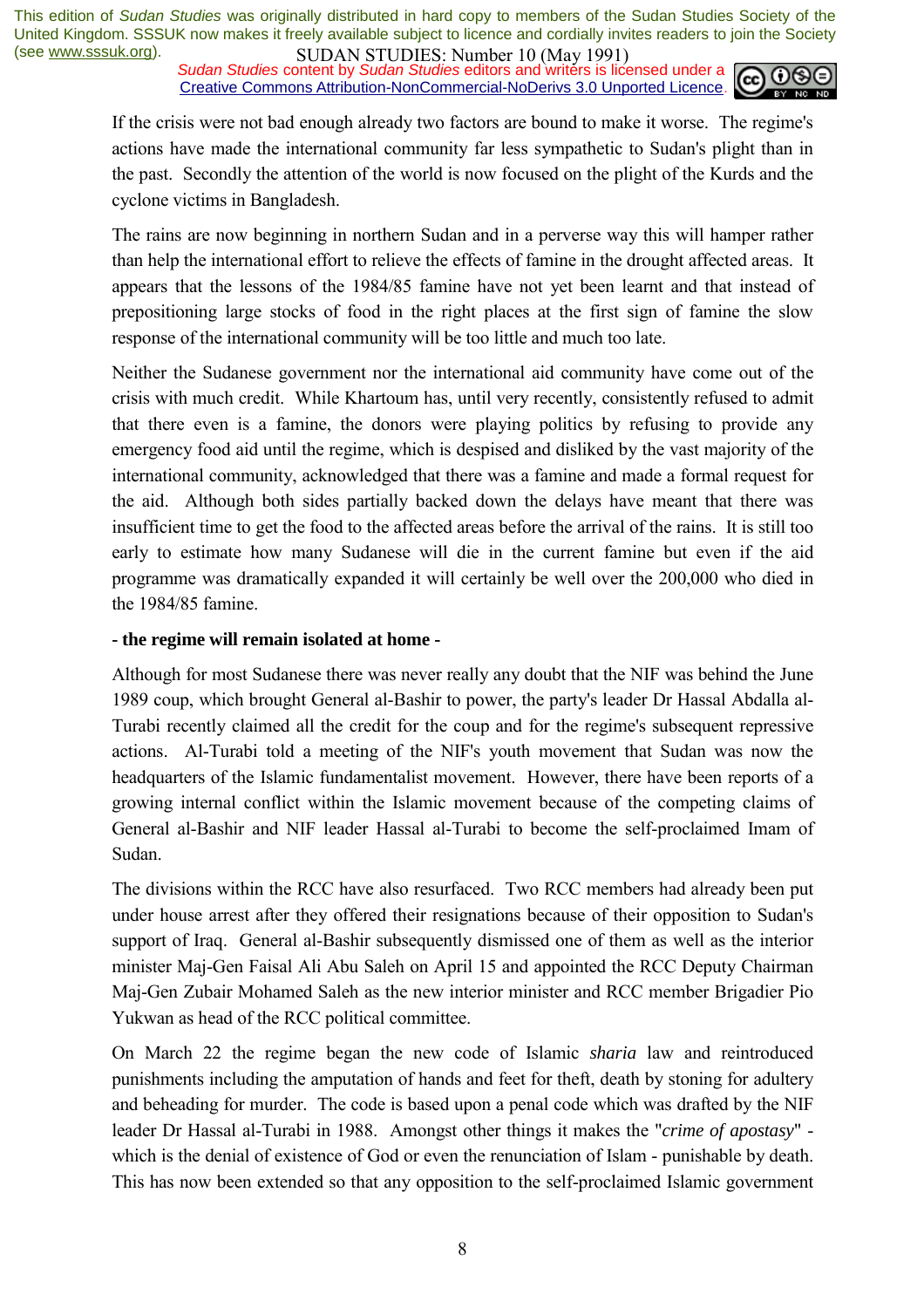If the crisis were not bad enough already two factors are bound to make it worse. The regime's actions have made the international community far less sympathetic to Sudan's plight than in the past. Secondly the attention of the world is now focused on the plight of the Kurds and the cyclone victims in Bangladesh.

The rains are now beginning in northern Sudan and in a perverse way this will hamper rather than help the international effort to relieve the effects of famine in the drought affected areas. It appears that the lessons of the 1984/85 famine have not yet been learnt and that instead of prepositioning large stocks of food in the right places at the first sign of famine the slow response of the international community will be too little and much too late.

Neither the Sudanese government nor the international aid community have come out of the crisis with much credit. While Khartoum has, until very recently, consistently refused to admit that there even is a famine, the donors were playing politics by refusing to provide any emergency food aid until the regime, which is despised and disliked by the vast majority of the international community, acknowledged that there was a famine and made a formal request for the aid. Although both sides partially backed down the delays have meant that there was insufficient time to get the food to the affected areas before the arrival of the rains. It is still too early to estimate how many Sudanese will die in the current famine but even if the aid programme was dramatically expanded it will certainly be well over the 200,000 who died in the 1984/85 famine.

**- the regime will remain isolated at home -**

Although for most Sudanese there was never really any doubt that the NIF was behind the June 1989 coup, which brought General al-Bashir to power, the party's leader Dr Hassal Abdalla al-Turabi recently claimed all the credit for the coup and for the regime's subsequent repressive actions. Al-Turabi told a meeting of the NIF's youth movement that Sudan was now the headquarters of the Islamic fundamentalist movement. However, there have been reports of a growing internal conflict within the Islamic movement because of the competing claims of General al-Bashir and NIF leader Hassal al-Turabi to become the self-proclaimed Imam of Sudan.

The divisions within the RCC have also resurfaced. Two RCC members had already been put under house arrest after they offered their resignations because of their opposition to Sudan's support of Iraq. General al-Bashir subsequently dismissed one of them as well as the interior minister Maj-Gen Faisal Ali Abu Saleh on April 15 and appointed the RCC Deputy Chairman Maj-Gen Zubair Mohamed Saleh as the new interior minister and RCC member Brigadier Pio Yukwan as head of the RCC political committee.

On March 22 the regime began the new code of Islamic *sharia* law and reintroduced punishments including the amputation of hands and feet for theft, death by stoning for adultery and beheading for murder. The code is based upon a penal code which was drafted by the NIF leader Dr Hassal al-Turabi in 1988. Amongst other things it makes the "*crime of apostasy*" - which is the denial of existence of God or even the renunciation of Islam - punishable by death. This has now been extended so that any opposition to the self-proclaimed Islamic government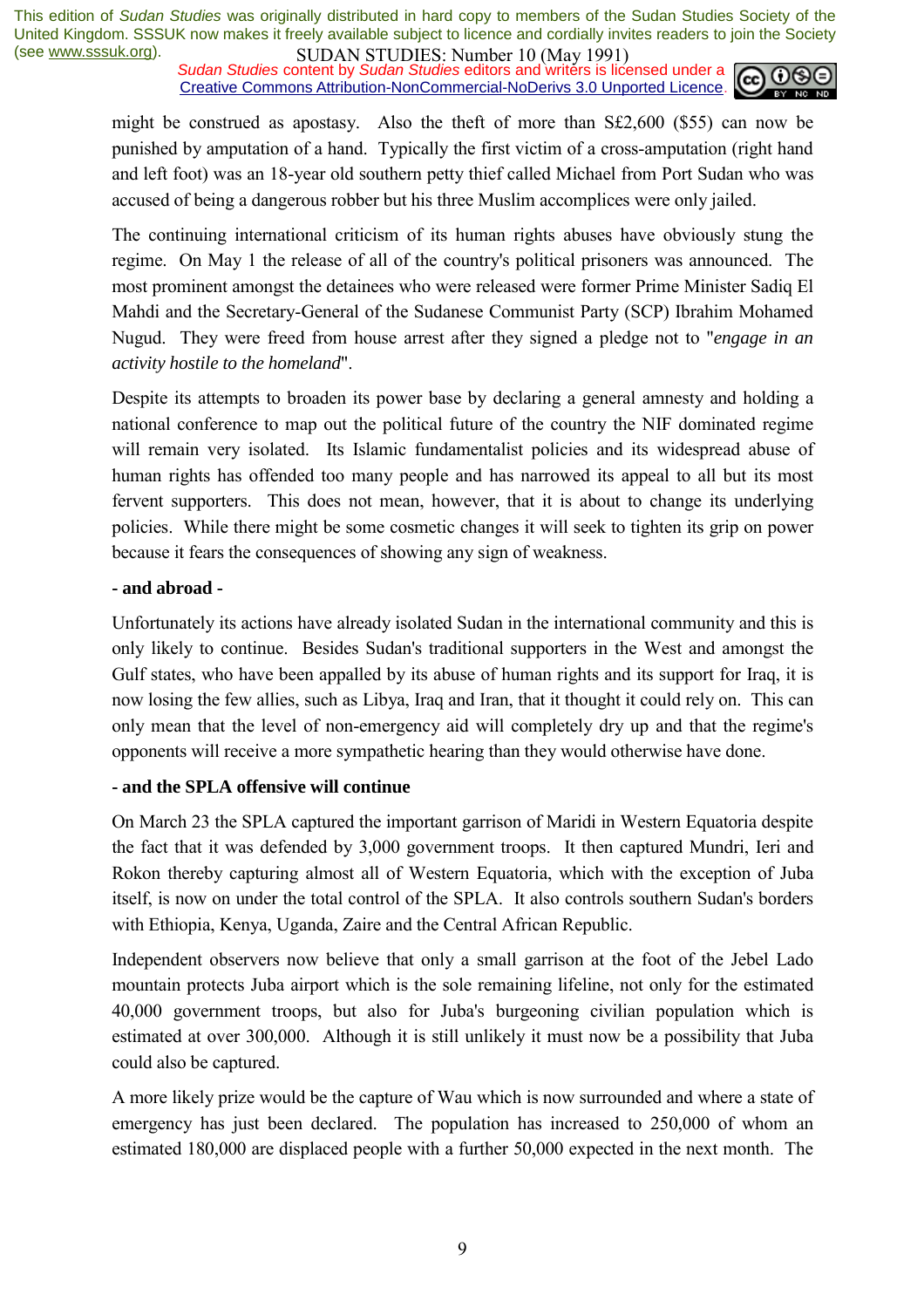might be construed as apostasy. Also the theft of more than S£2,600 ($55) can now be punished by amputation of a hand. Typically the first victim of a cross-amputation (right hand and left foot) was an 18-year old southern petty thief called Michael from Port Sudan who was accused of being a dangerous robber but his three Muslim accomplices were only jailed.

The continuing international criticism of its human rights abuses have obviously stung the regime. On May 1 the release of all of the country's political prisoners was announced. The most prominent amongst the detainees who were released were former Prime Minister Sadiq El Mahdi and the Secretary-General of the Sudanese Communist Party (SCP) Ibrahim Mohamed Nugud. They were freed from house arrest after they signed a pledge not to "*engage in an activity hostile to the homeland*".

Despite its attempts to broaden its power base by declaring a general amnesty and holding a national conference to map out the political future of the country the NIF dominated regime will remain very isolated. Its Islamic fundamentalist policies and its widespread abuse of human rights has offended too many people and has narrowed its appeal to all but its most fervent supporters. This does not mean, however, that it is about to change its underlying policies. While there might be some cosmetic changes it will seek to tighten its grip on power because it fears the consequences of showing any sign of weakness.

**- and abroad -**

Unfortunately its actions have already isolated Sudan in the international community and this is only likely to continue. Besides Sudan's traditional supporters in the West and amongst the Gulf states, who have been appalled by its abuse of human rights and its support for Iraq, it is now losing the few allies, such as Libya, Iraq and Iran, that it thought it could rely on. This can only mean that the level of non-emergency aid will completely dry up and that the regime's opponents will receive a more sympathetic hearing than they would otherwise have done.

**- and the SPLA offensive will continue**

On March 23 the SPLA captured the important garrison of Maridi in Western Equatoria despite the fact that it was defended by 3,000 government troops. It then captured Mundri, Ieri and Rokon thereby capturing almost all of Western Equatoria, which with the exception of Juba itself, is now on under the total control of the SPLA. It also controls southern Sudan's borders with Ethiopia, Kenya, Uganda, Zaire and the Central African Republic.

Independent observers now believe that only a small garrison at the foot of the Jebel Lado mountain protects Juba airport which is the sole remaining lifeline, not only for the estimated 40,000 government troops, but also for Juba's burgeoning civilian population which is estimated at over 300,000. Although it is still unlikely it must now be a possibility that Juba could also be captured.

A more likely prize would be the capture of Wau which is now surrounded and where a state of emergency has just been declared. The population has increased to 250,000 of whom an estimated 180,000 are displaced people with a further 50,000 expected in the next month. The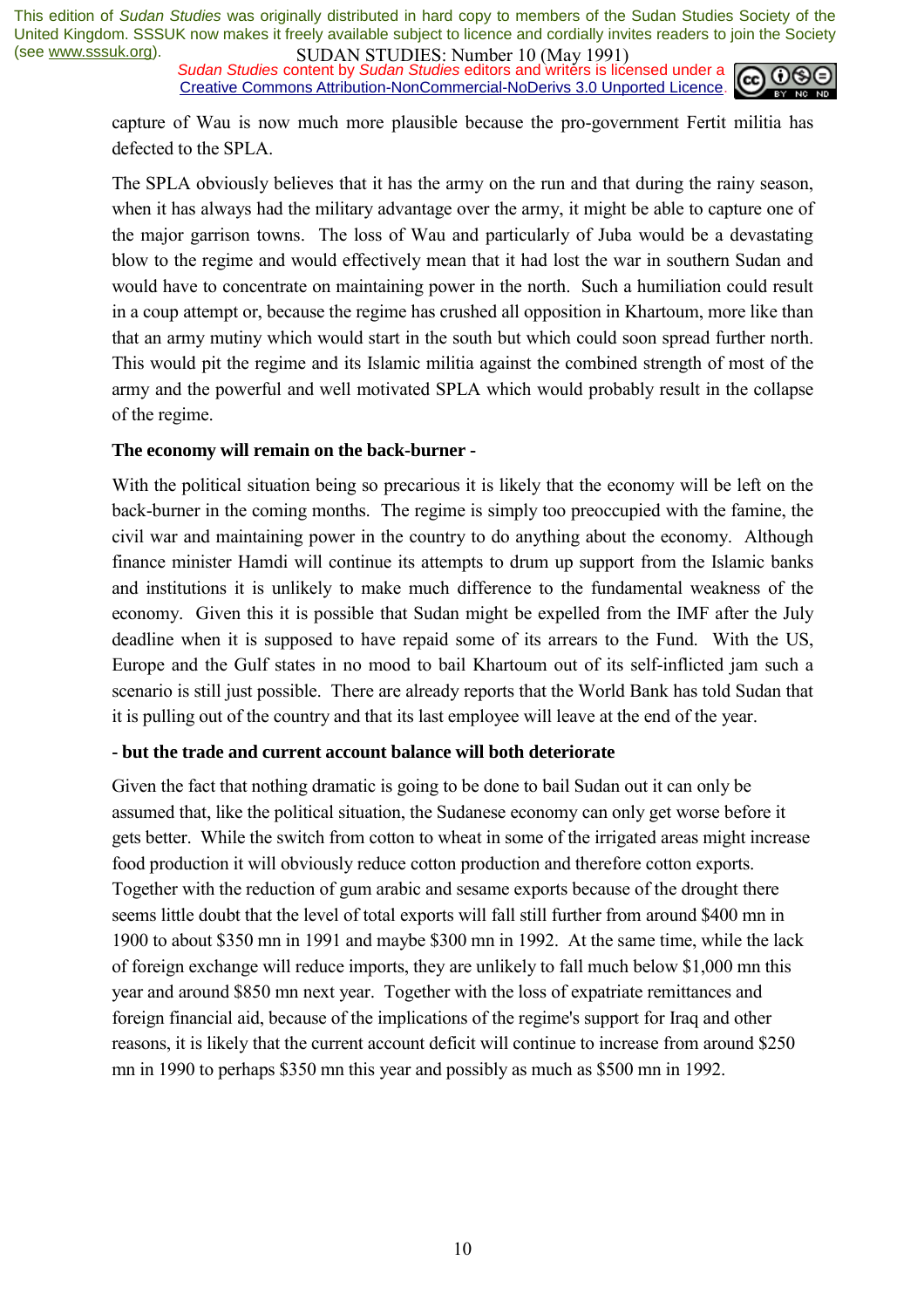capture of Wau is now much more plausible because the pro-government Fertit militia has defected to the SPLA.

The SPLA obviously believes that it has the army on the run and that during the rainy season, when it has always had the military advantage over the army, it might be able to capture one of the major garrison towns. The loss of Wau and particularly of Juba would be a devastating blow to the regime and would effectively mean that it had lost the war in southern Sudan and would have to concentrate on maintaining power in the north. Such a humiliation could result in a coup attempt or, because the regime has crushed all opposition in Khartoum, more like than that an army mutiny which would start in the south but which could soon spread further north. This would pit the regime and its Islamic militia against the combined strength of most of the army and the powerful and well motivated SPLA which would probably result in the collapse of the regime.

**The economy will remain on the back-burner -**

With the political situation being so precarious it is likely that the economy will be left on the back-burner in the coming months. The regime is simply too preoccupied with the famine, the civil war and maintaining power in the country to do anything about the economy. Although finance minister Hamdi will continue its attempts to drum up support from the Islamic banks and institutions it is unlikely to make much difference to the fundamental weakness of the economy. Given this it is possible that Sudan might be expelled from the IMF after the July deadline when it is supposed to have repaid some of its arrears to the Fund. With the US, Europe and the Gulf states in no mood to bail Khartoum out of its self-inflicted jam such a scenario is still just possible. There are already reports that the World Bank has told Sudan that it is pulling out of the country and that its last employee will leave at the end of the year.

**- but the trade and current account balance will both deteriorate**

Given the fact that nothing dramatic is going to be done to bail Sudan out it can only be assumed that, like the political situation, the Sudanese economy can only get worse before it gets better. While the switch from cotton to wheat in some of the irrigated areas might increase food production it will obviously reduce cotton production and therefore cotton exports. Together with the reduction of gum arabic and sesame exports because of the drought there seems little doubt that the level of total exports will fall still further from around $400 mn in 1900 to about $350 mn in 1991 and maybe $300 mn in 1992. At the same time, while the lack of foreign exchange will reduce imports, they are unlikely to fall much below $1,000 mn this year and around $850 mn next year. Together with the loss of expatriate remittances and foreign financial aid, because of the implications of the regime's support for Iraq and other reasons, it is likely that the current account deficit will continue to increase from around $250 mn in 1990 to perhaps $350 mn this year and possibly as much as $500 mn in 1992.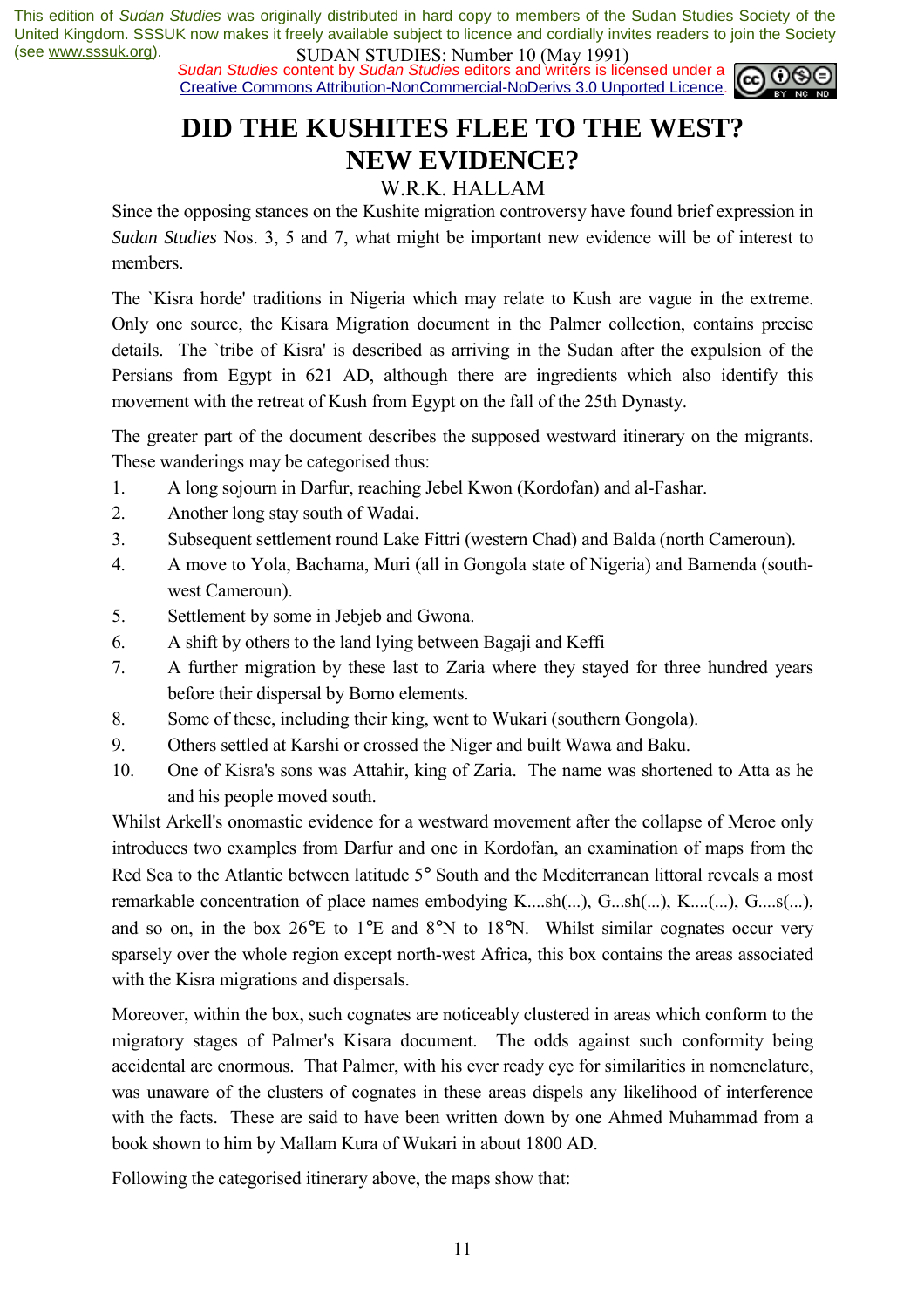This edition of *Sudan Studies* was originally distributed in hard copy to members of the Sudan Studies Society of the United Kingdom. SSSUK now makes it freely available subject to licence and cordially invites readers to join the Society (see www.sssuk.org).

SUDAN STUDIES: Number 10 (May 1991)

*Sudan Studies* content by *Sudan Studies* editors and writers is licensed under a Creative Commons Attribution-NonCommercial-NoDerivs 3.0 Unported Licence.

# DID THE KUSHITES FLEE TO THE WEST? NEW EVIDENCE?

W.R.K. HALLAM

Since the opposing stances on the Kushite migration controversy have found brief expression in *Sudan Studies* Nos. 3, 5 and 7, what might be important new evidence will be of interest to members.

The `Kisra horde' traditions in Nigeria which may relate to Kush are vague in the extreme. Only one source, the Kisara Migration document in the Palmer collection, contains precise details. The `tribe of Kisra' is described as arriving in the Sudan after the expulsion of the Persians from Egypt in 621 AD, although there are ingredients which also identify this movement with the retreat of Kush from Egypt on the fall of the 25th Dynasty.

The greater part of the document describes the supposed westward itinerary on the migrants. These wanderings may be categorised thus:

1. A long sojourn in Darfur, reaching Jebel Kwon (Kordofan) and al-Fashar.
2. Another long stay south of Wadai.
3. Subsequent settlement round Lake Fittri (western Chad) and Balda (north Cameroun).
4. A move to Yola, Bachama, Muri (all in Gongola state of Nigeria) and Bamenda (south-west Cameroun).
5. Settlement by some in Jebjeb and Gwona.
6. A shift by others to the land lying between Bagaji and Keffi
7. A further migration by these last to Zaria where they stayed for three hundred years before their dispersal by Borno elements.
8. Some of these, including their king, went to Wukari (southern Gongola).
9. Others settled at Karshi or crossed the Niger and built Wawa and Baku.
10. One of Kisra's sons was Attahir, king of Zaria. The name was shortened to Atta as he and his people moved south.

Whilst Arkell's onomastic evidence for a westward movement after the collapse of Meroe only introduces two examples from Darfur and one in Kordofan, an examination of maps from the Red Sea to the Atlantic between latitude 5° South and the Mediterranean littoral reveals a most remarkable concentration of place names embodying K....sh(...), G...sh(...), K....(...), G....s(...), and so on, in the box 26°E to 1°E and 8°N to 18°N. Whilst similar cognates occur very sparsely over the whole region except north-west Africa, this box contains the areas associated with the Kisra migrations and dispersals.

Moreover, within the box, such cognates are noticeably clustered in areas which conform to the migratory stages of Palmer's Kisara document. The odds against such conformity being accidental are enormous. That Palmer, with his ever ready eye for similarities in nomenclature, was unaware of the clusters of cognates in these areas dispels any likelihood of interference with the facts. These are said to have been written down by one Ahmed Muhammad from a book shown to him by Mallam Kura of Wukari in about 1800 AD.

Following the categorised itinerary above, the maps show that: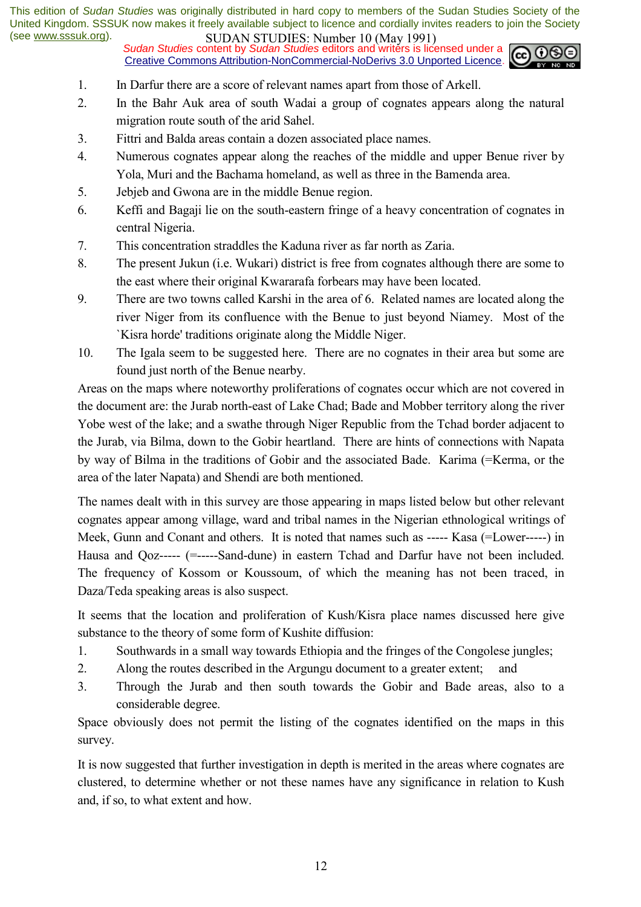1. In Darfur there are a score of relevant names apart from those of Arkell.
2. In the Bahr Auk area of south Wadai a group of cognates appears along the natural migration route south of the arid Sahel.
3. Fittri and Balda areas contain a dozen associated place names.
4. Numerous cognates appear along the reaches of the middle and upper Benue river by Yola, Muri and the Bachama homeland, as well as three in the Bamenda area.
5. Jebjeb and Gwona are in the middle Benue region.
6. Keffi and Bagaji lie on the south-eastern fringe of a heavy concentration of cognates in central Nigeria.
7. This concentration straddles the Kaduna river as far north as Zaria.
8. The present Jukun (i.e. Wukari) district is free from cognates although there are some to the east where their original Kwararafa forbears may have been located.
9. There are two towns called Karshi in the area of 6. Related names are located along the river Niger from its confluence with the Benue to just beyond Niamey. Most of the `Kisra horde' traditions originate along the Middle Niger.
10. The Igala seem to be suggested here. There are no cognates in their area but some are found just north of the Benue nearby.

Areas on the maps where noteworthy proliferations of cognates occur which are not covered in the document are: the Jurab north-east of Lake Chad; Bade and Mobber territory along the river Yobe west of the lake; and a swathe through Niger Republic from the Tchad border adjacent to the Jurab, via Bilma, down to the Gobir heartland. There are hints of connections with Napata by way of Bilma in the traditions of Gobir and the associated Bade. Karima (=Kerma, or the area of the later Napata) and Shendi are both mentioned.

The names dealt with in this survey are those appearing in maps listed below but other relevant cognates appear among village, ward and tribal names in the Nigerian ethnological writings of Meek, Gunn and Conant and others. It is noted that names such as ----- Kasa (=Lower-----) in Hausa and Qoz----- (=-----Sand-dune) in eastern Tchad and Darfur have not been included. The frequency of Kossom or Koussoum, of which the meaning has not been traced, in Daza/Teda speaking areas is also suspect.

It seems that the location and proliferation of Kush/Kisra place names discussed here give substance to the theory of some form of Kushite diffusion:

1. Southwards in a small way towards Ethiopia and the fringes of the Congolese jungles;
2. Along the routes described in the Argungu document to a greater extent; and
3. Through the Jurab and then south towards the Gobir and Bade areas, also to a considerable degree.

Space obviously does not permit the listing of the cognates identified on the maps in this survey.

It is now suggested that further investigation in depth is merited in the areas where cognates are clustered, to determine whether or not these names have any significance in relation to Kush and, if so, to what extent and how.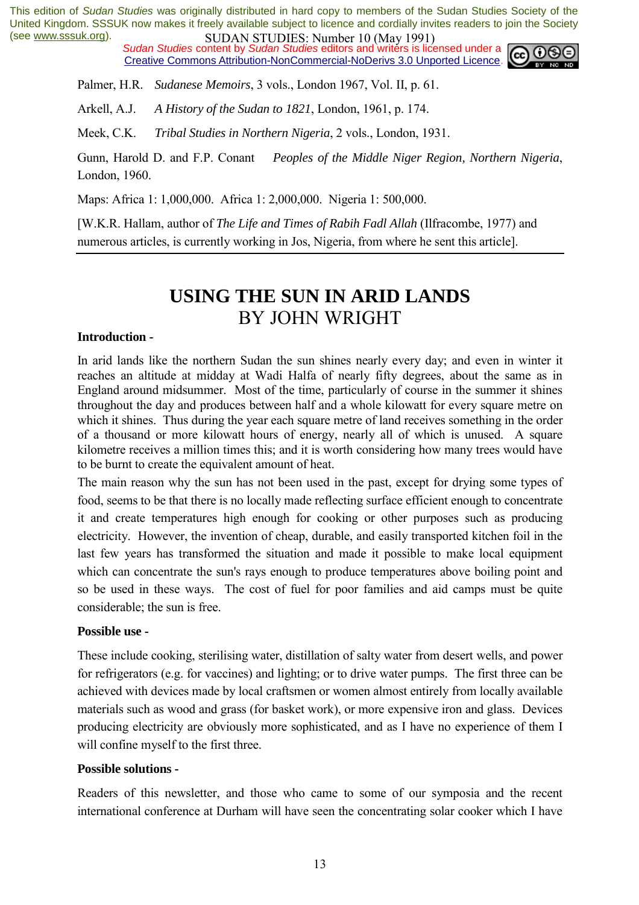Palmer, H.R. *Sudanese Memoirs*, 3 vols., London 1967, Vol. II, p. 61.

Arkell, A.J. *A History of the Sudan to 1821*, London, 1961, p. 174.

Meek, C.K. *Tribal Studies in Northern Nigeria*, 2 vols., London, 1931.

Gunn, Harold D. and F.P. Conant *Peoples of the Middle Niger Region, Northern Nigeria*, London, 1960.

Maps: Africa 1: 1,000,000. Africa 1: 2,000,000. Nigeria 1: 500,000.

[W.K.R. Hallam, author of *The Life and Times of Rabih Fadl Allah* (Ilfracombe, 1977) and numerous articles, is currently working in Jos, Nigeria, from where he sent this article].

---

# USING THE SUN IN ARID LANDS

## BY JOHN WRIGHT

**Introduction -**

In arid lands like the northern Sudan the sun shines nearly every day; and even in winter it reaches an altitude at midday at Wadi Halfa of nearly fifty degrees, about the same as in England around midsummer. Most of the time, particularly of course in the summer it shines throughout the day and produces between half and a whole kilowatt for every square metre on which it shines. Thus during the year each square metre of land receives something in the order of a thousand or more kilowatt hours of energy, nearly all of which is unused. A square kilometre receives a million times this; and it is worth considering how many trees would have to be burnt to create the equivalent amount of heat.

The main reason why the sun has not been used in the past, except for drying some types of food, seems to be that there is no locally made reflecting surface efficient enough to concentrate it and create temperatures high enough for cooking or other purposes such as producing electricity. However, the invention of cheap, durable, and easily transported kitchen foil in the last few years has transformed the situation and made it possible to make local equipment which can concentrate the sun's rays enough to produce temperatures above boiling point and so be used in these ways. The cost of fuel for poor families and aid camps must be quite considerable; the sun is free.

**Possible use -**

These include cooking, sterilising water, distillation of salty water from desert wells, and power for refrigerators (e.g. for vaccines) and lighting; or to drive water pumps. The first three can be achieved with devices made by local craftsmen or women almost entirely from locally available materials such as wood and grass (for basket work), or more expensive iron and glass. Devices producing electricity are obviously more sophisticated, and as I have no experience of them I will confine myself to the first three.

**Possible solutions -**

Readers of this newsletter, and those who came to some of our symposia and the recent international conference at Durham will have seen the concentrating solar cooker which I have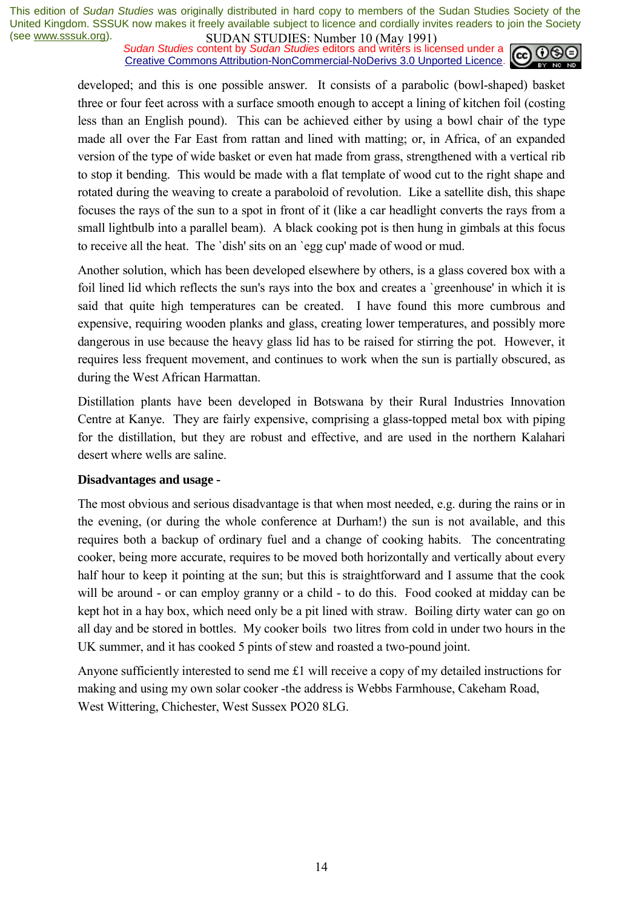developed; and this is one possible answer. It consists of a parabolic (bowl-shaped) basket three or four feet across with a surface smooth enough to accept a lining of kitchen foil (costing less than an English pound). This can be achieved either by using a bowl chair of the type made all over the Far East from rattan and lined with matting; or, in Africa, of an expanded version of the type of wide basket or even hat made from grass, strengthened with a vertical rib to stop it bending. This would be made with a flat template of wood cut to the right shape and rotated during the weaving to create a paraboloid of revolution. Like a satellite dish, this shape focuses the rays of the sun to a spot in front of it (like a car headlight converts the rays from a small lightbulb into a parallel beam). A black cooking pot is then hung in gimbals at this focus to receive all the heat. The `dish' sits on an `egg cup' made of wood or mud.

Another solution, which has been developed elsewhere by others, is a glass covered box with a foil lined lid which reflects the sun's rays into the box and creates a `greenhouse' in which it is said that quite high temperatures can be created. I have found this more cumbrous and expensive, requiring wooden planks and glass, creating lower temperatures, and possibly more dangerous in use because the heavy glass lid has to be raised for stirring the pot. However, it requires less frequent movement, and continues to work when the sun is partially obscured, as during the West African Harmattan.

Distillation plants have been developed in Botswana by their Rural Industries Innovation Centre at Kanye. They are fairly expensive, comprising a glass-topped metal box with piping for the distillation, but they are robust and effective, and are used in the northern Kalahari desert where wells are saline.

**Disadvantages and usage -**

The most obvious and serious disadvantage is that when most needed, e.g. during the rains or in the evening, (or during the whole conference at Durham!) the sun is not available, and this requires both a backup of ordinary fuel and a change of cooking habits. The concentrating cooker, being more accurate, requires to be moved both horizontally and vertically about every half hour to keep it pointing at the sun; but this is straightforward and I assume that the cook will be around - or can employ granny or a child - to do this. Food cooked at midday can be kept hot in a hay box, which need only be a pit lined with straw. Boiling dirty water can go on all day and be stored in bottles. My cooker boils two litres from cold in under two hours in the UK summer, and it has cooked 5 pints of stew and roasted a two-pound joint.

Anyone sufficiently interested to send me £1 will receive a copy of my detailed instructions for making and using my own solar cooker -the address is Webbs Farmhouse, Cakeham Road, West Wittering, Chichester, West Sussex PO20 8LG.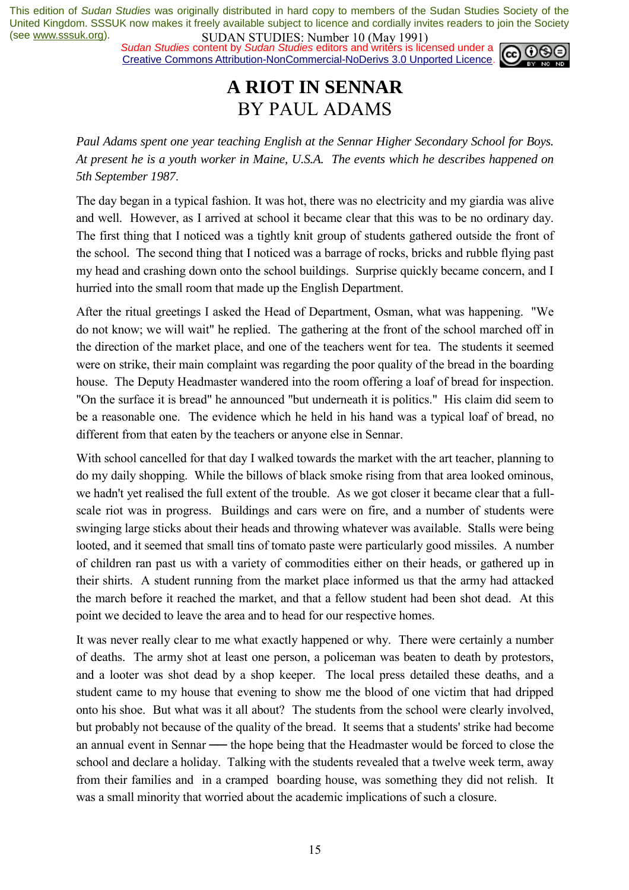This edition of *Sudan Studies* was originally distributed in hard copy to members of the Sudan Studies Society of the United Kingdom. SSSUK now makes it freely available subject to licence and cordially invites readers to join the Society (see www.sssuk.org).

*Sudan Studies* content by *Sudan Studies* editors and writers is licensed under a Creative Commons Attribution-NonCommercial-NoDerivs 3.0 Unported Licence.

# A RIOT IN SENNAR
## BY PAUL ADAMS

*Paul Adams spent one year teaching English at the Sennar Higher Secondary School for Boys. At present he is a youth worker in Maine, U.S.A. The events which he describes happened on 5th September 1987.*

The day began in a typical fashion. It was hot, there was no electricity and my giardia was alive and well. However, as I arrived at school it became clear that this was to be no ordinary day. The first thing that I noticed was a tightly knit group of students gathered outside the front of the school. The second thing that I noticed was a barrage of rocks, bricks and rubble flying past my head and crashing down onto the school buildings. Surprise quickly became concern, and I hurried into the small room that made up the English Department.

After the ritual greetings I asked the Head of Department, Osman, what was happening. "We do not know; we will wait" he replied. The gathering at the front of the school marched off in the direction of the market place, and one of the teachers went for tea. The students it seemed were on strike, their main complaint was regarding the poor quality of the bread in the boarding house. The Deputy Headmaster wandered into the room offering a loaf of bread for inspection. "On the surface it is bread" he announced "but underneath it is politics." His claim did seem to be a reasonable one. The evidence which he held in his hand was a typical loaf of bread, no different from that eaten by the teachers or anyone else in Sennar.

With school cancelled for that day I walked towards the market with the art teacher, planning to do my daily shopping. While the billows of black smoke rising from that area looked ominous, we hadn't yet realised the full extent of the trouble. As we got closer it became clear that a full-scale riot was in progress. Buildings and cars were on fire, and a number of students were swinging large sticks about their heads and throwing whatever was available. Stalls were being looted, and it seemed that small tins of tomato paste were particularly good missiles. A number of children ran past us with a variety of commodities either on their heads, or gathered up in their shirts. A student running from the market place informed us that the army had attacked the march before it reached the market, and that a fellow student had been shot dead. At this point we decided to leave the area and to head for our respective homes.

It was never really clear to me what exactly happened or why. There were certainly a number of deaths. The army shot at least one person, a policeman was beaten to death by protestors, and a looter was shot dead by a shop keeper. The local press detailed these deaths, and a student came to my house that evening to show me the blood of one victim that had dripped onto his shoe. But what was it all about? The students from the school were clearly involved, but probably not because of the quality of the bread. It seems that a students' strike had become an annual event in Sennar — the hope being that the Headmaster would be forced to close the school and declare a holiday. Talking with the students revealed that a twelve week term, away from their families and in a cramped boarding house, was something they did not relish. It was a small minority that worried about the academic implications of such a closure.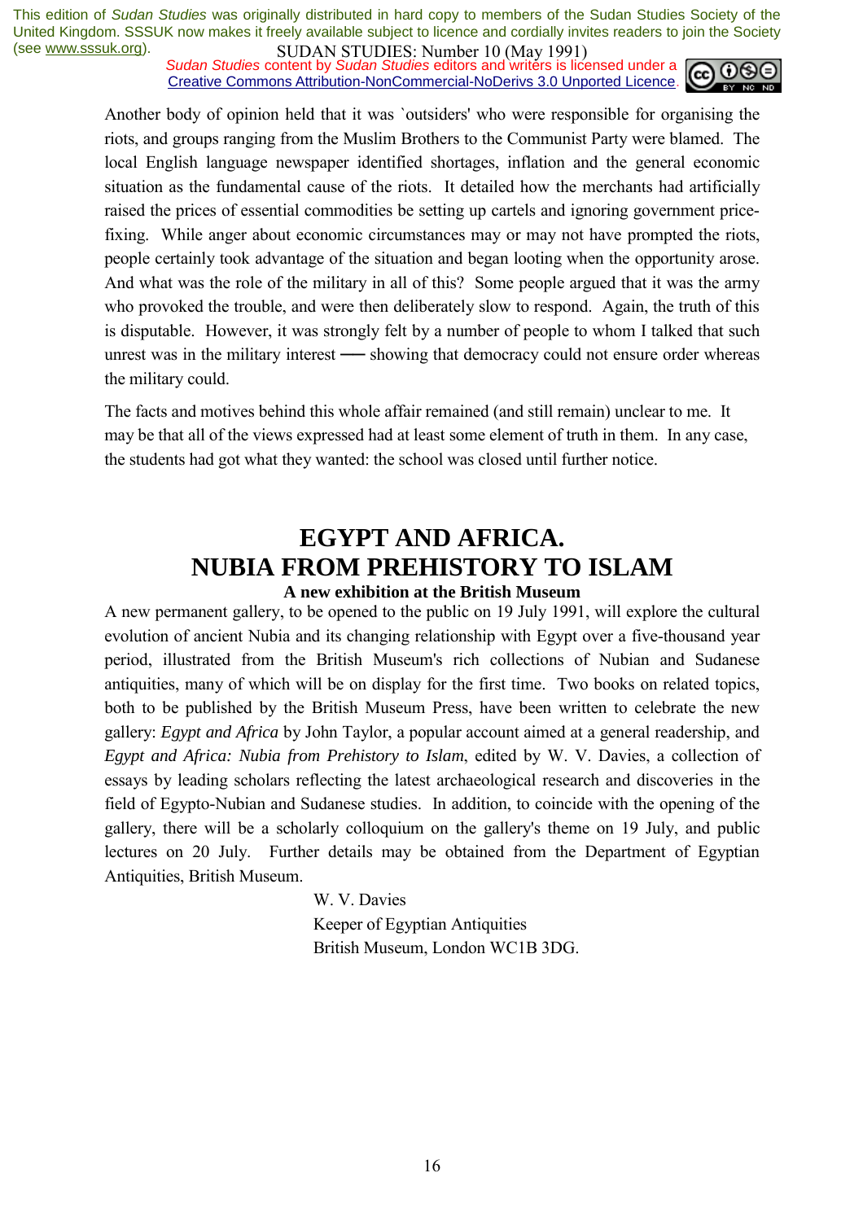Another body of opinion held that it was `outsiders' who were responsible for organising the riots, and groups ranging from the Muslim Brothers to the Communist Party were blamed. The local English language newspaper identified shortages, inflation and the general economic situation as the fundamental cause of the riots. It detailed how the merchants had artificially raised the prices of essential commodities be setting up cartels and ignoring government price-fixing. While anger about economic circumstances may or may not have prompted the riots, people certainly took advantage of the situation and began looting when the opportunity arose. And what was the role of the military in all of this? Some people argued that it was the army who provoked the trouble, and were then deliberately slow to respond. Again, the truth of this is disputable. However, it was strongly felt by a number of people to whom I talked that such unrest was in the military interest — showing that democracy could not ensure order whereas the military could.

The facts and motives behind this whole affair remained (and still remain) unclear to me. It may be that all of the views expressed had at least some element of truth in them. In any case, the students had got what they wanted: the school was closed until further notice.

# EGYPT AND AFRICA. NUBIA FROM PREHISTORY TO ISLAM

**A new exhibition at the British Museum**

A new permanent gallery, to be opened to the public on 19 July 1991, will explore the cultural evolution of ancient Nubia and its changing relationship with Egypt over a five-thousand year period, illustrated from the British Museum's rich collections of Nubian and Sudanese antiquities, many of which will be on display for the first time. Two books on related topics, both to be published by the British Museum Press, have been written to celebrate the new gallery: *Egypt and Africa* by John Taylor, a popular account aimed at a general readership, and *Egypt and Africa: Nubia from Prehistory to Islam*, edited by W. V. Davies, a collection of essays by leading scholars reflecting the latest archaeological research and discoveries in the field of Egypto-Nubian and Sudanese studies. In addition, to coincide with the opening of the gallery, there will be a scholarly colloquium on the gallery's theme on 19 July, and public lectures on 20 July. Further details may be obtained from the Department of Egyptian Antiquities, British Museum.

W. V. Davies
Keeper of Egyptian Antiquities
British Museum, London WC1B 3DG.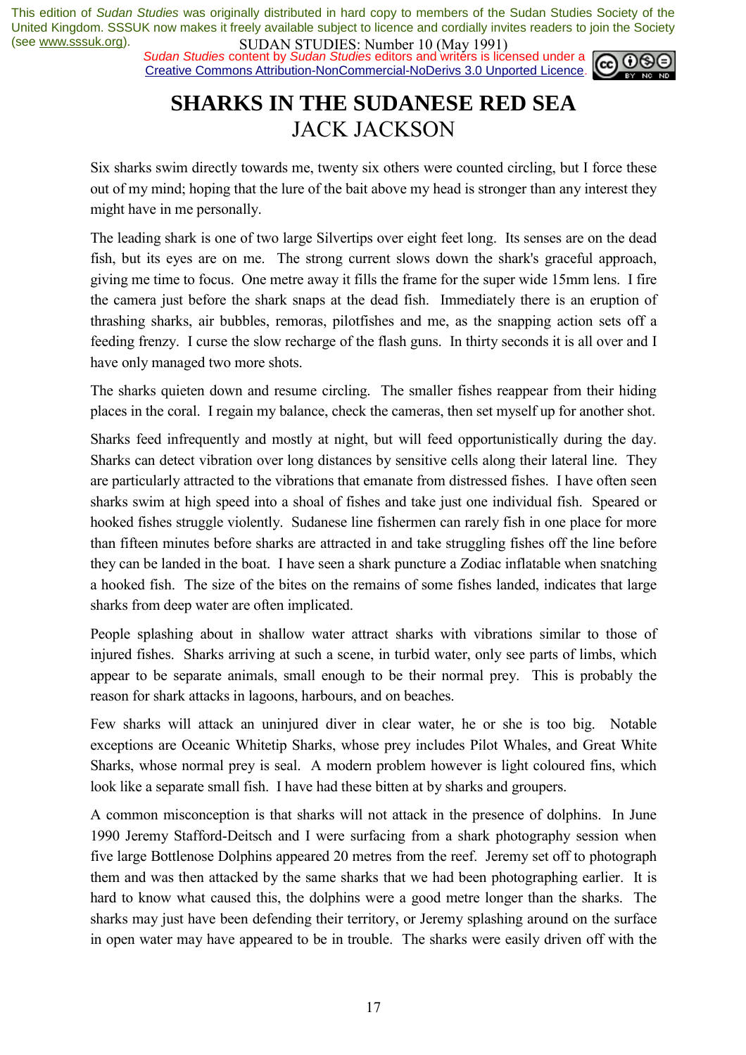# SHARKS IN THE SUDANESE RED SEA

## JACK JACKSON

Six sharks swim directly towards me, twenty six others were counted circling, but I force these out of my mind; hoping that the lure of the bait above my head is stronger than any interest they might have in me personally.

The leading shark is one of two large Silvertips over eight feet long. Its senses are on the dead fish, but its eyes are on me. The strong current slows down the shark's graceful approach, giving me time to focus. One metre away it fills the frame for the super wide 15mm lens. I fire the camera just before the shark snaps at the dead fish. Immediately there is an eruption of thrashing sharks, air bubbles, remoras, pilotfishes and me, as the snapping action sets off a feeding frenzy. I curse the slow recharge of the flash guns. In thirty seconds it is all over and I have only managed two more shots.

The sharks quieten down and resume circling. The smaller fishes reappear from their hiding places in the coral. I regain my balance, check the cameras, then set myself up for another shot.

Sharks feed infrequently and mostly at night, but will feed opportunistically during the day. Sharks can detect vibration over long distances by sensitive cells along their lateral line. They are particularly attracted to the vibrations that emanate from distressed fishes. I have often seen sharks swim at high speed into a shoal of fishes and take just one individual fish. Speared or hooked fishes struggle violently. Sudanese line fishermen can rarely fish in one place for more than fifteen minutes before sharks are attracted in and take struggling fishes off the line before they can be landed in the boat. I have seen a shark puncture a Zodiac inflatable when snatching a hooked fish. The size of the bites on the remains of some fishes landed, indicates that large sharks from deep water are often implicated.

People splashing about in shallow water attract sharks with vibrations similar to those of injured fishes. Sharks arriving at such a scene, in turbid water, only see parts of limbs, which appear to be separate animals, small enough to be their normal prey. This is probably the reason for shark attacks in lagoons, harbours, and on beaches.

Few sharks will attack an uninjured diver in clear water, he or she is too big. Notable exceptions are Oceanic Whitetip Sharks, whose prey includes Pilot Whales, and Great White Sharks, whose normal prey is seal. A modern problem however is light coloured fins, which look like a separate small fish. I have had these bitten at by sharks and groupers.

A common misconception is that sharks will not attack in the presence of dolphins. In June 1990 Jeremy Stafford-Deitsch and I were surfacing from a shark photography session when five large Bottlenose Dolphins appeared 20 metres from the reef. Jeremy set off to photograph them and was then attacked by the same sharks that we had been photographing earlier. It is hard to know what caused this, the dolphins were a good metre longer than the sharks. The sharks may just have been defending their territory, or Jeremy splashing around on the surface in open water may have appeared to be in trouble. The sharks were easily driven off with the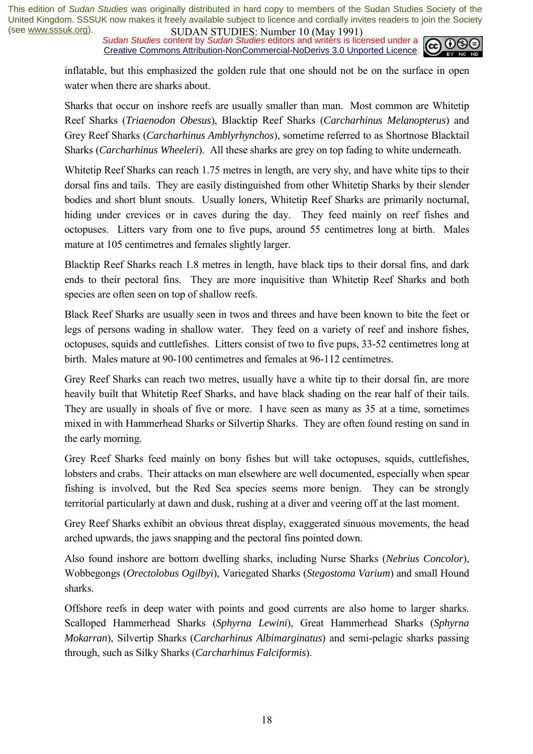inflatable, but this emphasized the golden rule that one should not be on the surface in open water when there are sharks about.

Sharks that occur on inshore reefs are usually smaller than man. Most common are Whitetip Reef Sharks (*Triaenodon Obesus*), Blacktip Reef Sharks (*Carcharhinus Melanopterus*) and Grey Reef Sharks (*Carcharhinus Amblyrhynchos*), sometime referred to as Shortnose Blacktail Sharks (*Carcharhinus Wheeleri*). All these sharks are grey on top fading to white underneath.

Whitetip Reef Sharks can reach 1.75 metres in length, are very shy, and have white tips to their dorsal fins and tails. They are easily distinguished from other Whitetip Sharks by their slender bodies and short blunt snouts. Usually loners, Whitetip Reef Sharks are primarily nocturnal, hiding under crevices or in caves during the day. They feed mainly on reef fishes and octopuses. Litters vary from one to five pups, around 55 centimetres long at birth. Males mature at 105 centimetres and females slightly larger.

Blacktip Reef Sharks reach 1.8 metres in length, have black tips to their dorsal fins, and dark ends to their pectoral fins. They are more inquisitive than Whitetip Reef Sharks and both species are often seen on top of shallow reefs.

Black Reef Sharks are usually seen in twos and threes and have been known to bite the feet or legs of persons wading in shallow water. They feed on a variety of reef and inshore fishes, octopuses, squids and cuttlefishes. Litters consist of two to five pups, 33-52 centimetres long at birth. Males mature at 90-100 centimetres and females at 96-112 centimetres.

Grey Reef Sharks can reach two metres, usually have a white tip to their dorsal fin, are more heavily built that Whitetip Reef Sharks, and have black shading on the rear half of their tails. They are usually in shoals of five or more. I have seen as many as 35 at a time, sometimes mixed in with Hammerhead Sharks or Silvertip Sharks. They are often found resting on sand in the early morning.

Grey Reef Sharks feed mainly on bony fishes but will take octopuses, squids, cuttlefishes, lobsters and crabs. Their attacks on man elsewhere are well documented, especially when spear fishing is involved, but the Red Sea species seems more benign. They can be strongly territorial particularly at dawn and dusk, rushing at a diver and veering off at the last moment.

Grey Reef Sharks exhibit an obvious threat display, exaggerated sinuous movements, the head arched upwards, the jaws snapping and the pectoral fins pointed down.

Also found inshore are bottom dwelling sharks, including Nurse Sharks (*Nebrius Concolor*), Wobbegongs (*Orectolobus Ogilbyi*), Variegated Sharks (*Stegostoma Varium*) and small Hound sharks.

Offshore reefs in deep water with points and good currents are also home to larger sharks. Scalloped Hammerhead Sharks (*Sphyrna Lewini*), Great Hammerhead Sharks (*Sphyrna Mokarran*), Silvertip Sharks (*Carcharhinus Albimarginatus*) and semi-pelagic sharks passing through, such as Silky Sharks (*Carcharhinus Falciformis*).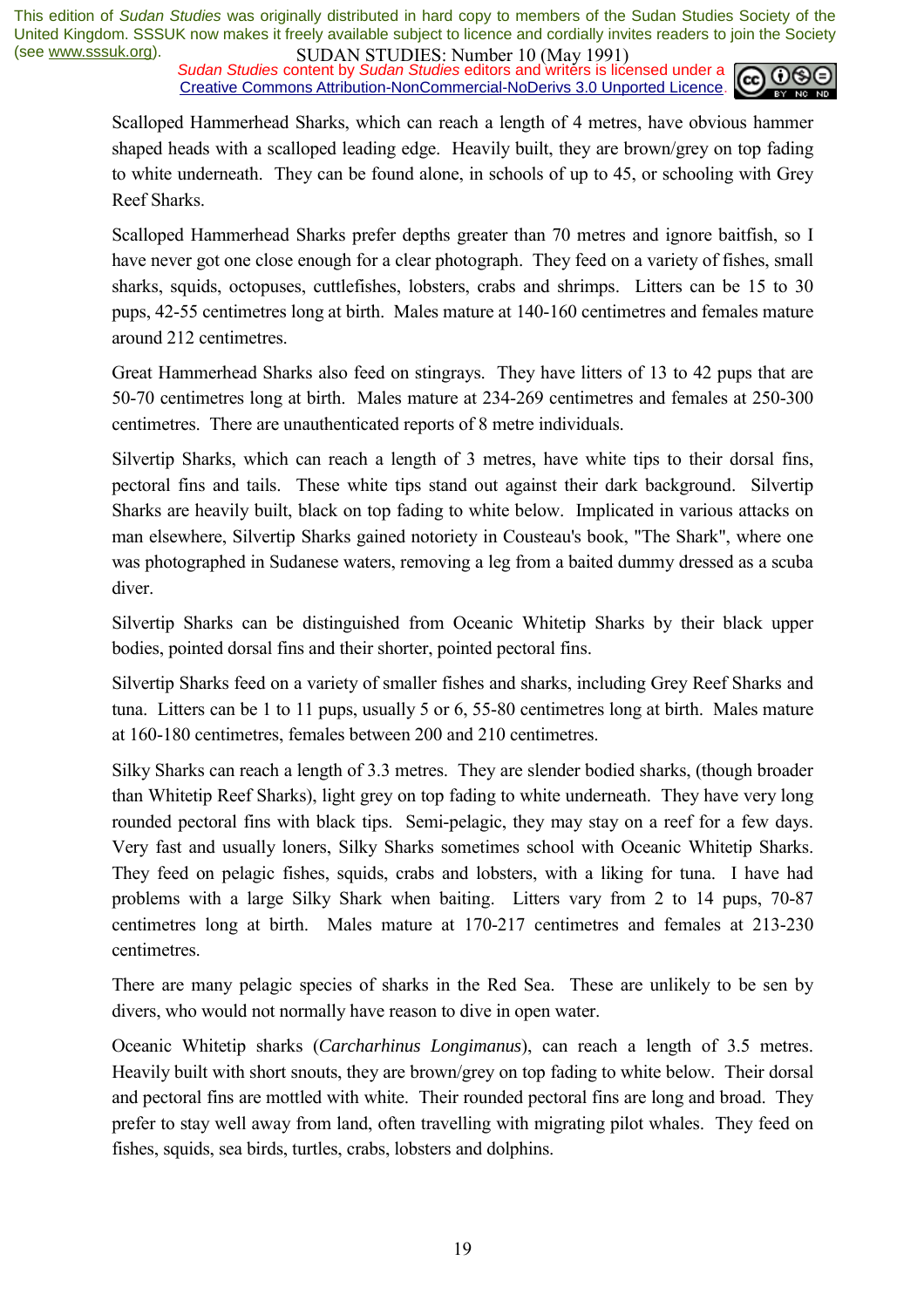Scalloped Hammerhead Sharks, which can reach a length of 4 metres, have obvious hammer shaped heads with a scalloped leading edge. Heavily built, they are brown/grey on top fading to white underneath. They can be found alone, in schools of up to 45, or schooling with Grey Reef Sharks.

Scalloped Hammerhead Sharks prefer depths greater than 70 metres and ignore baitfish, so I have never got one close enough for a clear photograph. They feed on a variety of fishes, small sharks, squids, octopuses, cuttlefishes, lobsters, crabs and shrimps. Litters can be 15 to 30 pups, 42-55 centimetres long at birth. Males mature at 140-160 centimetres and females mature around 212 centimetres.

Great Hammerhead Sharks also feed on stingrays. They have litters of 13 to 42 pups that are 50-70 centimetres long at birth. Males mature at 234-269 centimetres and females at 250-300 centimetres. There are unauthenticated reports of 8 metre individuals.

Silvertip Sharks, which can reach a length of 3 metres, have white tips to their dorsal fins, pectoral fins and tails. These white tips stand out against their dark background. Silvertip Sharks are heavily built, black on top fading to white below. Implicated in various attacks on man elsewhere, Silvertip Sharks gained notoriety in Cousteau's book, "The Shark", where one was photographed in Sudanese waters, removing a leg from a baited dummy dressed as a scuba diver.

Silvertip Sharks can be distinguished from Oceanic Whitetip Sharks by their black upper bodies, pointed dorsal fins and their shorter, pointed pectoral fins.

Silvertip Sharks feed on a variety of smaller fishes and sharks, including Grey Reef Sharks and tuna. Litters can be 1 to 11 pups, usually 5 or 6, 55-80 centimetres long at birth. Males mature at 160-180 centimetres, females between 200 and 210 centimetres.

Silky Sharks can reach a length of 3.3 metres. They are slender bodied sharks, (though broader than Whitetip Reef Sharks), light grey on top fading to white underneath. They have very long rounded pectoral fins with black tips. Semi-pelagic, they may stay on a reef for a few days. Very fast and usually loners, Silky Sharks sometimes school with Oceanic Whitetip Sharks. They feed on pelagic fishes, squids, crabs and lobsters, with a liking for tuna. I have had problems with a large Silky Shark when baiting. Litters vary from 2 to 14 pups, 70-87 centimetres long at birth. Males mature at 170-217 centimetres and females at 213-230 centimetres.

There are many pelagic species of sharks in the Red Sea. These are unlikely to be sen by divers, who would not normally have reason to dive in open water.

Oceanic Whitetip sharks (*Carcharhinus Longimanus*), can reach a length of 3.5 metres. Heavily built with short snouts, they are brown/grey on top fading to white below. Their dorsal and pectoral fins are mottled with white. Their rounded pectoral fins are long and broad. They prefer to stay well away from land, often travelling with migrating pilot whales. They feed on fishes, squids, sea birds, turtles, crabs, lobsters and dolphins.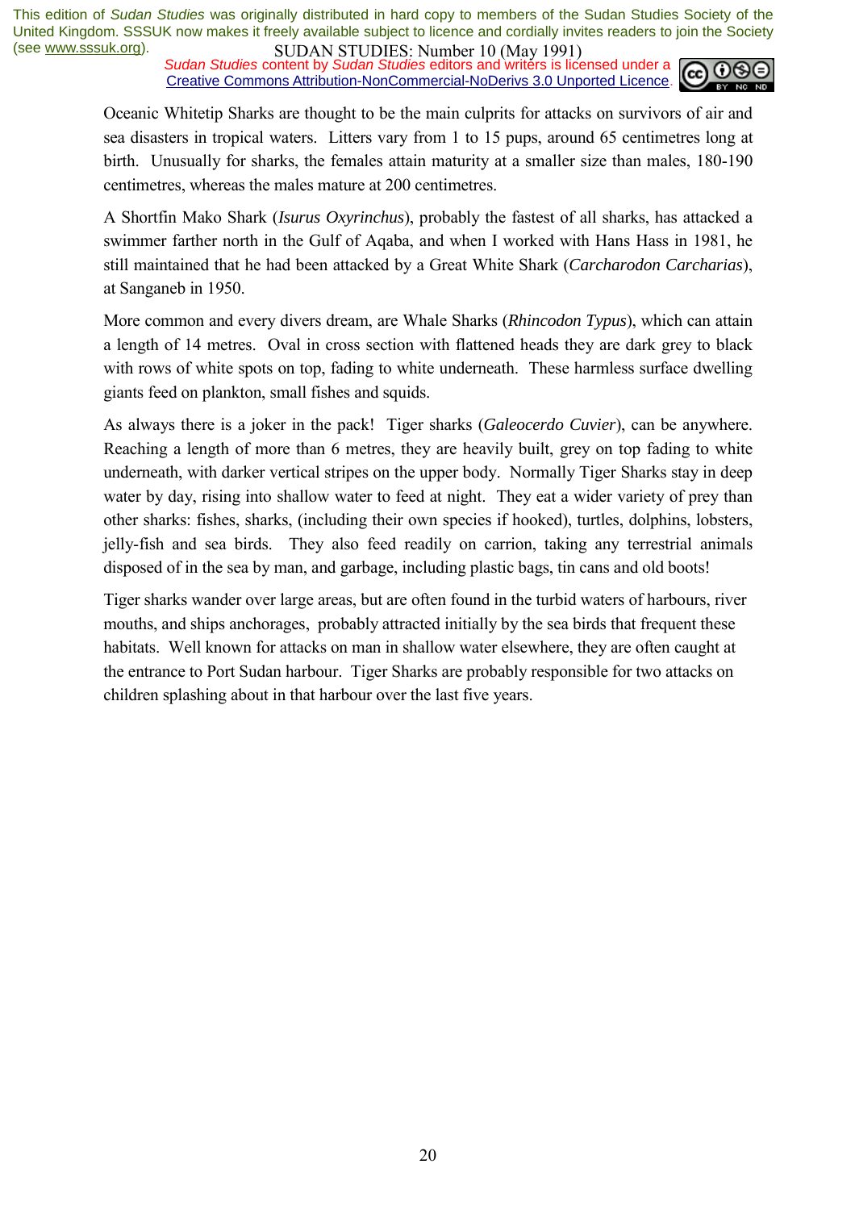Oceanic Whitetip Sharks are thought to be the main culprits for attacks on survivors of air and sea disasters in tropical waters. Litters vary from 1 to 15 pups, around 65 centimetres long at birth. Unusually for sharks, the females attain maturity at a smaller size than males, 180-190 centimetres, whereas the males mature at 200 centimetres.

A Shortfin Mako Shark (*Isurus Oxyrinchus*), probably the fastest of all sharks, has attacked a swimmer farther north in the Gulf of Aqaba, and when I worked with Hans Hass in 1981, he still maintained that he had been attacked by a Great White Shark (*Carcharodon Carcharias*), at Sanganeb in 1950.

More common and every divers dream, are Whale Sharks (*Rhincodon Typus*), which can attain a length of 14 metres. Oval in cross section with flattened heads they are dark grey to black with rows of white spots on top, fading to white underneath. These harmless surface dwelling giants feed on plankton, small fishes and squids.

As always there is a joker in the pack! Tiger sharks (*Galeocerdo Cuvier*), can be anywhere. Reaching a length of more than 6 metres, they are heavily built, grey on top fading to white underneath, with darker vertical stripes on the upper body. Normally Tiger Sharks stay in deep water by day, rising into shallow water to feed at night. They eat a wider variety of prey than other sharks: fishes, sharks, (including their own species if hooked), turtles, dolphins, lobsters, jelly-fish and sea birds. They also feed readily on carrion, taking any terrestrial animals disposed of in the sea by man, and garbage, including plastic bags, tin cans and old boots!

Tiger sharks wander over large areas, but are often found in the turbid waters of harbours, river mouths, and ships anchorages, probably attracted initially by the sea birds that frequent these habitats. Well known for attacks on man in shallow water elsewhere, they are often caught at the entrance to Port Sudan harbour. Tiger Sharks are probably responsible for two attacks on children splashing about in that harbour over the last five years.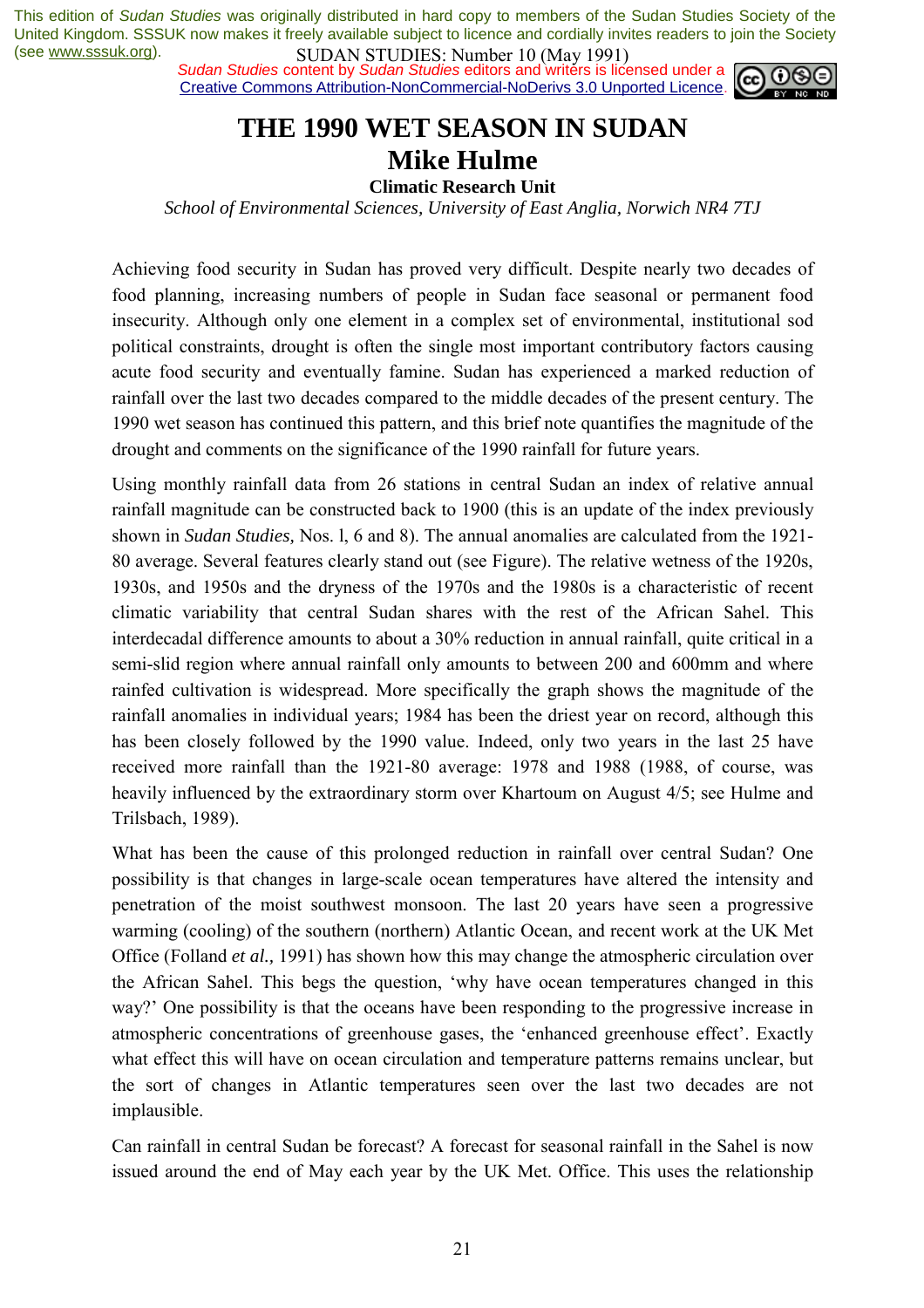This edition of *Sudan Studies* was originally distributed in hard copy to members of the Sudan Studies Society of the United Kingdom. SSSUK now makes it freely available subject to licence and cordially invites readers to join the Society (see www.sssuk.org).

*Sudan Studies* content by *Sudan Studies* editors and writers is licensed under a Creative Commons Attribution-NonCommercial-NoDerivs 3.0 Unported Licence.

# THE 1990 WET SEASON IN SUDAN

## Mike Hulme

**Climatic Research Unit**

*School of Environmental Sciences, University of East Anglia, Norwich NR4 7TJ*

Achieving food security in Sudan has proved very difficult. Despite nearly two decades of food planning, increasing numbers of people in Sudan face seasonal or permanent food insecurity. Although only one element in a complex set of environmental, institutional sod political constraints, drought is often the single most important contributory factors causing acute food security and eventually famine. Sudan has experienced a marked reduction of rainfall over the last two decades compared to the middle decades of the present century. The 1990 wet season has continued this pattern, and this brief note quantifies the magnitude of the drought and comments on the significance of the 1990 rainfall for future years.

Using monthly rainfall data from 26 stations in central Sudan an index of relative annual rainfall magnitude can be constructed back to 1900 (this is an update of the index previously shown in *Sudan Studies,* Nos. l, 6 and 8). The annual anomalies are calculated from the 1921-80 average. Several features clearly stand out (see Figure). The relative wetness of the 1920s, 1930s, and 1950s and the dryness of the 1970s and the 1980s is a characteristic of recent climatic variability that central Sudan shares with the rest of the African Sahel. This interdecadal difference amounts to about a 30% reduction in annual rainfall, quite critical in a semi-slid region where annual rainfall only amounts to between 200 and 600mm and where rainfed cultivation is widespread. More specifically the graph shows the magnitude of the rainfall anomalies in individual years; 1984 has been the driest year on record, although this has been closely followed by the 1990 value. Indeed, only two years in the last 25 have received more rainfall than the 1921-80 average: 1978 and 1988 (1988, of course, was heavily influenced by the extraordinary storm over Khartoum on August 4/5; see Hulme and Trilsbach, 1989).

What has been the cause of this prolonged reduction in rainfall over central Sudan? One possibility is that changes in large-scale ocean temperatures have altered the intensity and penetration of the moist southwest monsoon. The last 20 years have seen a progressive warming (cooling) of the southern (northern) Atlantic Ocean, and recent work at the UK Met Office (Folland *et al.,* 1991) has shown how this may change the atmospheric circulation over the African Sahel. This begs the question, 'why have ocean temperatures changed in this way?' One possibility is that the oceans have been responding to the progressive increase in atmospheric concentrations of greenhouse gases, the 'enhanced greenhouse effect'. Exactly what effect this will have on ocean circulation and temperature patterns remains unclear, but the sort of changes in Atlantic temperatures seen over the last two decades are not implausible.

Can rainfall in central Sudan be forecast? A forecast for seasonal rainfall in the Sahel is now issued around the end of May each year by the UK Met. Office. This uses the relationship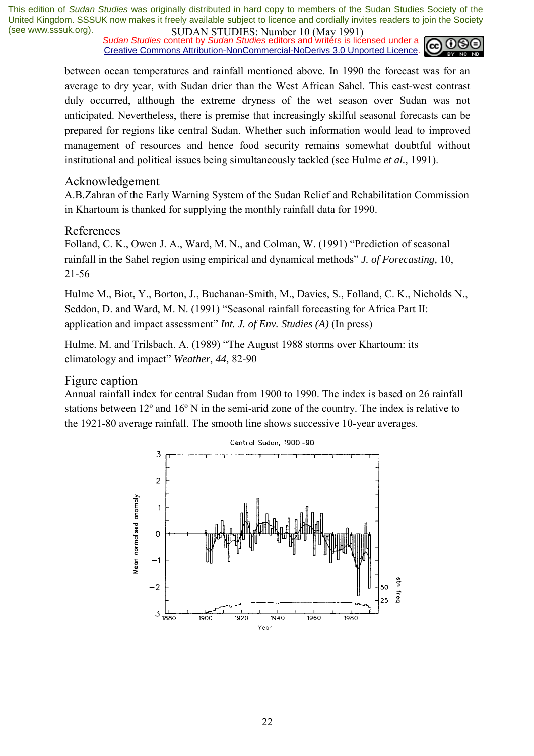between ocean temperatures and rainfall mentioned above. In 1990 the forecast was for an average to dry year, with Sudan drier than the West African Sahel. This east-west contrast duly occurred, although the extreme dryness of the wet season over Sudan was not anticipated. Nevertheless, there is premise that increasingly skilful seasonal forecasts can be prepared for regions like central Sudan. Whether such information would lead to improved management of resources and hence food security remains somewhat doubtful without institutional and political issues being simultaneously tackled (see Hulme *et al.,* 1991).

## Acknowledgement

A.B.Zahran of the Early Warning System of the Sudan Relief and Rehabilitation Commission in Khartoum is thanked for supplying the monthly rainfall data for 1990.

## References

Folland, C. K., Owen J. A., Ward, M. N., and Colman, W. (1991) "Prediction of seasonal rainfall in the Sahel region using empirical and dynamical methods" *J. of Forecasting,* 10, 21-56

Hulme M., Biot, Y., Borton, J., Buchanan-Smith, M., Davies, S., Folland, C. K., Nicholds N., Seddon, D. and Ward, M. N. (1991) "Seasonal rainfall forecasting for Africa Part II: application and impact assessment" *Int. J. of Env. Studies (A)* (In press)

Hulme. M. and Trilsbach. A. (1989) "The August 1988 storms over Khartoum: its climatology and impact" *Weather, 44,* 82-90

## Figure caption

Annual rainfall index for central Sudan from 1900 to 1990. The index is based on 26 rainfall stations between 12º and 16º N in the semi-arid zone of the country. The index is relative to the 1921-80 average rainfall. The smooth line shows successive 10-year averages.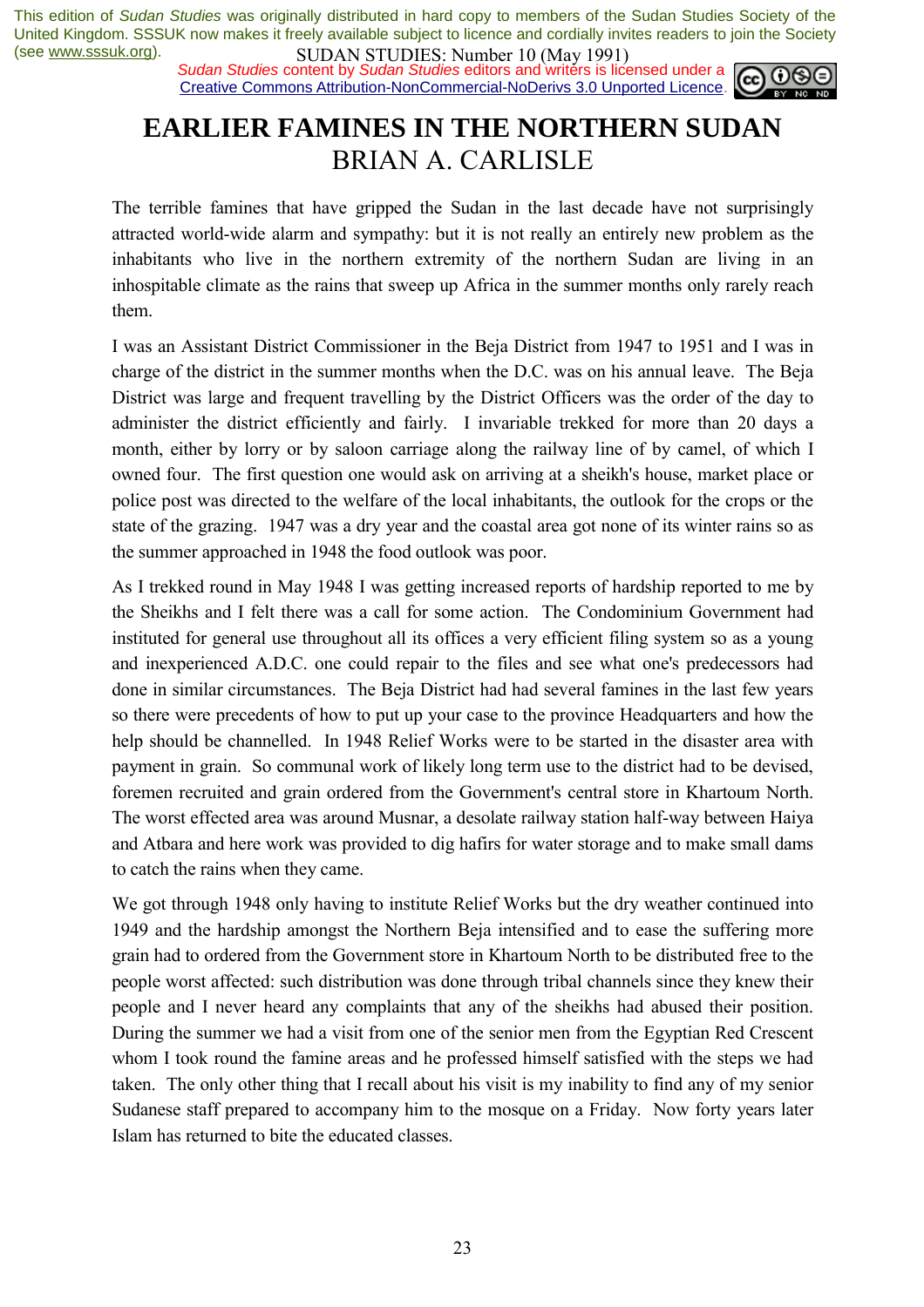This edition of *Sudan Studies* was originally distributed in hard copy to members of the Sudan Studies Society of the United Kingdom. SSSUK now makes it freely available subject to licence and cordially invites readers to join the Society (see www.sssuk.org).

*Sudan Studies* content by *Sudan Studies* editors and writers is licensed under a Creative Commons Attribution-NonCommercial-NoDerivs 3.0 Unported Licence.

# EARLIER FAMINES IN THE NORTHERN SUDAN

## BRIAN A. CARLISLE

The terrible famines that have gripped the Sudan in the last decade have not surprisingly attracted world-wide alarm and sympathy: but it is not really an entirely new problem as the inhabitants who live in the northern extremity of the northern Sudan are living in an inhospitable climate as the rains that sweep up Africa in the summer months only rarely reach them.

I was an Assistant District Commissioner in the Beja District from 1947 to 1951 and I was in charge of the district in the summer months when the D.C. was on his annual leave. The Beja District was large and frequent travelling by the District Officers was the order of the day to administer the district efficiently and fairly. I invariable trekked for more than 20 days a month, either by lorry or by saloon carriage along the railway line of by camel, of which I owned four. The first question one would ask on arriving at a sheikh's house, market place or police post was directed to the welfare of the local inhabitants, the outlook for the crops or the state of the grazing. 1947 was a dry year and the coastal area got none of its winter rains so as the summer approached in 1948 the food outlook was poor.

As I trekked round in May 1948 I was getting increased reports of hardship reported to me by the Sheikhs and I felt there was a call for some action. The Condominium Government had instituted for general use throughout all its offices a very efficient filing system so as a young and inexperienced A.D.C. one could repair to the files and see what one's predecessors had done in similar circumstances. The Beja District had had several famines in the last few years so there were precedents of how to put up your case to the province Headquarters and how the help should be channelled. In 1948 Relief Works were to be started in the disaster area with payment in grain. So communal work of likely long term use to the district had to be devised, foremen recruited and grain ordered from the Government's central store in Khartoum North. The worst effected area was around Musnar, a desolate railway station half-way between Haiya and Atbara and here work was provided to dig hafirs for water storage and to make small dams to catch the rains when they came.

We got through 1948 only having to institute Relief Works but the dry weather continued into 1949 and the hardship amongst the Northern Beja intensified and to ease the suffering more grain had to ordered from the Government store in Khartoum North to be distributed free to the people worst affected: such distribution was done through tribal channels since they knew their people and I never heard any complaints that any of the sheikhs had abused their position. During the summer we had a visit from one of the senior men from the Egyptian Red Crescent whom I took round the famine areas and he professed himself satisfied with the steps we had taken. The only other thing that I recall about his visit is my inability to find any of my senior Sudanese staff prepared to accompany him to the mosque on a Friday. Now forty years later Islam has returned to bite the educated classes.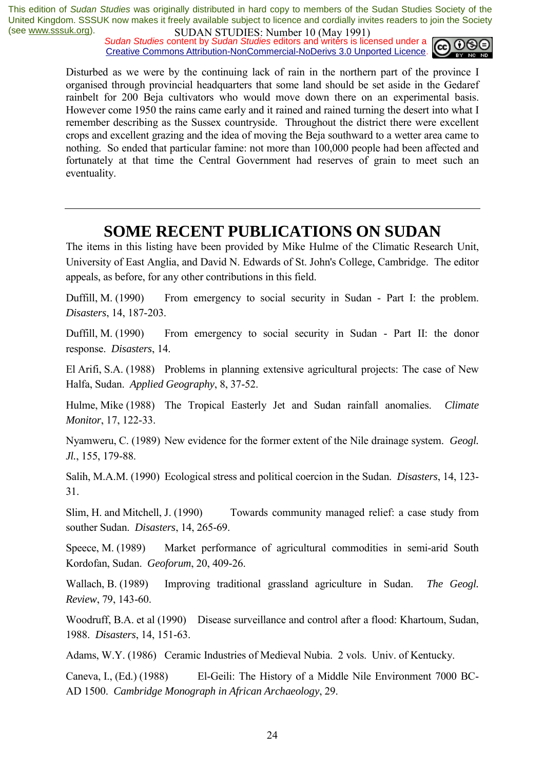Disturbed as we were by the continuing lack of rain in the northern part of the province I organised through provincial headquarters that some land should be set aside in the Gedaref rainbelt for 200 Beja cultivators who would move down there on an experimental basis. However come 1950 the rains came early and it rained and rained turning the desert into what I remember describing as the Sussex countryside. Throughout the district there were excellent crops and excellent grazing and the idea of moving the Beja southward to a wetter area came to nothing. So ended that particular famine: not more than 100,000 people had been affected and fortunately at that time the Central Government had reserves of grain to meet such an eventuality.

---

# SOME RECENT PUBLICATIONS ON SUDAN

The items in this listing have been provided by Mike Hulme of the Climatic Research Unit, University of East Anglia, and David N. Edwards of St. John's College, Cambridge. The editor appeals, as before, for any other contributions in this field.

Duffill, M. (1990) From emergency to social security in Sudan - Part I: the problem. *Disasters*, 14, 187-203.

Duffill, M. (1990) From emergency to social security in Sudan - Part II: the donor response. *Disasters*, 14.

El Arifi, S.A. (1988) Problems in planning extensive agricultural projects: The case of New Halfa, Sudan. *Applied Geography*, 8, 37-52.

Hulme, Mike (1988) The Tropical Easterly Jet and Sudan rainfall anomalies. *Climate Monitor*, 17, 122-33.

Nyamweru, C. (1989) New evidence for the former extent of the Nile drainage system. *Geogl. Jl.*, 155, 179-88.

Salih, M.A.M. (1990) Ecological stress and political coercion in the Sudan. *Disasters*, 14, 123-31.

Slim, H. and Mitchell, J. (1990) Towards community managed relief: a case study from souther Sudan. *Disasters*, 14, 265-69.

Speece, M. (1989) Market performance of agricultural commodities in semi-arid South Kordofan, Sudan. *Geoforum*, 20, 409-26.

Wallach, B. (1989) Improving traditional grassland agriculture in Sudan. *The Geogl. Review*, 79, 143-60.

Woodruff, B.A. et al (1990) Disease surveillance and control after a flood: Khartoum, Sudan, 1988. *Disasters*, 14, 151-63.

Adams, W.Y. (1986) Ceramic Industries of Medieval Nubia. 2 vols. Univ. of Kentucky.

Caneva, I., (Ed.) (1988) El-Geili: The History of a Middle Nile Environment 7000 BC-AD 1500. *Cambridge Monograph in African Archaeology*, 29.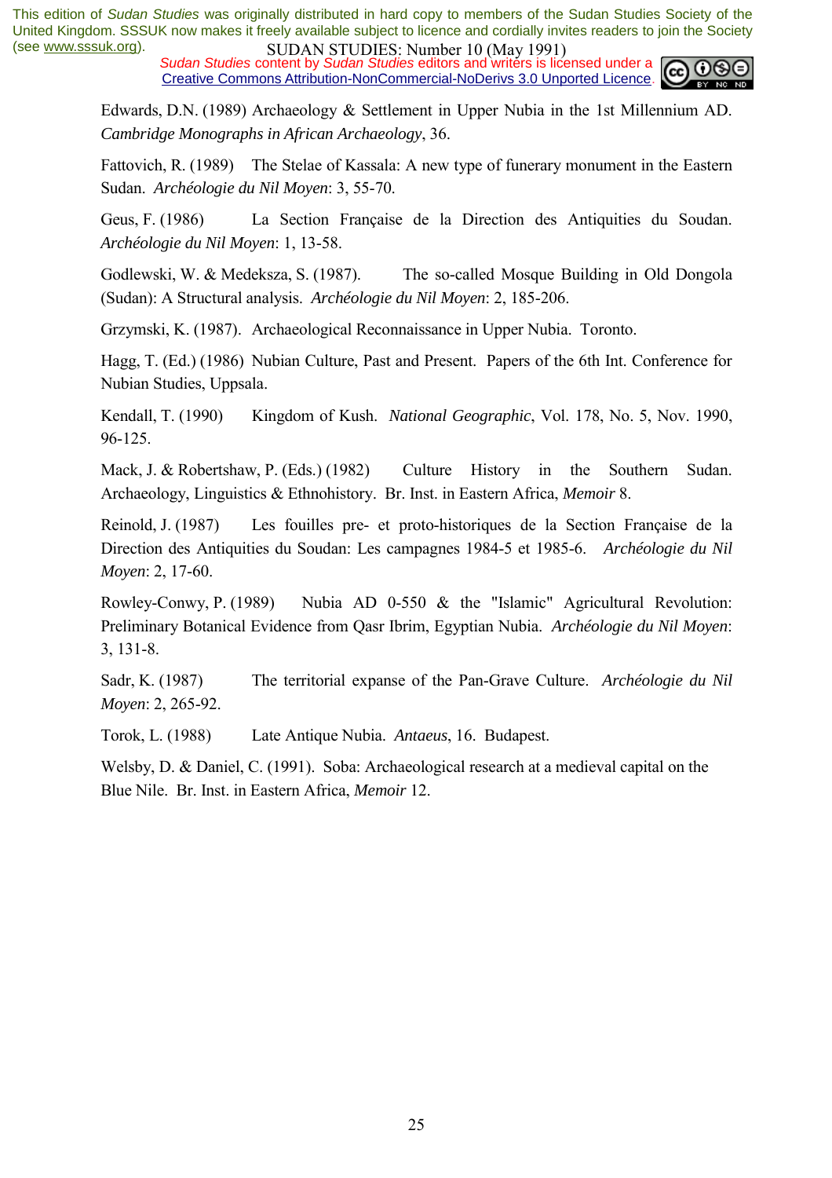Edwards, D.N. (1989) Archaeology & Settlement in Upper Nubia in the 1st Millennium AD. *Cambridge Monographs in African Archaeology*, 36.

Fattovich, R. (1989) The Stelae of Kassala: A new type of funerary monument in the Eastern Sudan. *Archéologie du Nil Moyen*: 3, 55-70.

Geus, F. (1986) La Section Française de la Direction des Antiquities du Soudan. *Archéologie du Nil Moyen*: 1, 13-58.

Godlewski, W. & Medeksza, S. (1987). The so-called Mosque Building in Old Dongola (Sudan): A Structural analysis. *Archéologie du Nil Moyen*: 2, 185-206.

Grzymski, K. (1987). Archaeological Reconnaissance in Upper Nubia. Toronto.

Hagg, T. (Ed.) (1986) Nubian Culture, Past and Present. Papers of the 6th Int. Conference for Nubian Studies, Uppsala.

Kendall, T. (1990) Kingdom of Kush. *National Geographic*, Vol. 178, No. 5, Nov. 1990, 96-125.

Mack, J. & Robertshaw, P. (Eds.) (1982) Culture History in the Southern Sudan. Archaeology, Linguistics & Ethnohistory. Br. Inst. in Eastern Africa, *Memoir* 8.

Reinold, J. (1987) Les fouilles pre- et proto-historiques de la Section Française de la Direction des Antiquities du Soudan: Les campagnes 1984-5 et 1985-6. *Archéologie du Nil Moyen*: 2, 17-60.

Rowley-Conwy, P. (1989) Nubia AD 0-550 & the "Islamic" Agricultural Revolution: Preliminary Botanical Evidence from Qasr Ibrim, Egyptian Nubia. *Archéologie du Nil Moyen*: 3, 131-8.

Sadr, K. (1987) The territorial expanse of the Pan-Grave Culture. *Archéologie du Nil Moyen*: 2, 265-92.

Torok, L. (1988) Late Antique Nubia. *Antaeus*, 16. Budapest.

Welsby, D. & Daniel, C. (1991). Soba: Archaeological research at a medieval capital on the Blue Nile. Br. Inst. in Eastern Africa, *Memoir* 12.